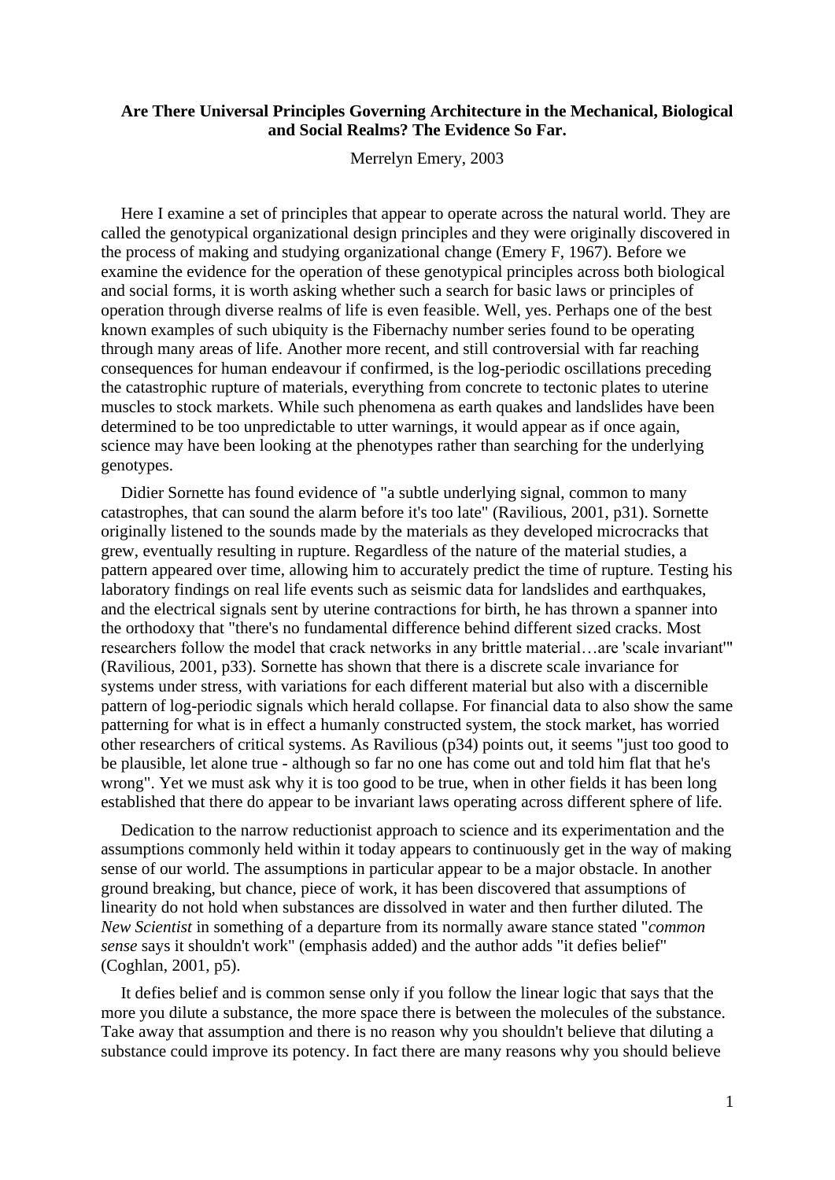**Are There Universal Principles Governing Architecture in the Mechanical, Biological and Social Realms? The Evidence So Far.**

Merrelyn Emery, 2003

Here I examine a set of principles that appear to operate across the natural world. They are called the genotypical organizational design principles and they were originally discovered in the process of making and studying organizational change (Emery F, 1967). Before we examine the evidence for the operation of these genotypical principles across both biological and social forms, it is worth asking whether such a search for basic laws or principles of operation through diverse realms of life is even feasible. Well, yes. Perhaps one of the best known examples of such ubiquity is the Fibernachy number series found to be operating through many areas of life. Another more recent, and still controversial with far reaching consequences for human endeavour if confirmed, is the log-periodic oscillations preceding the catastrophic rupture of materials, everything from concrete to tectonic plates to uterine muscles to stock markets. While such phenomena as earth quakes and landslides have been determined to be too unpredictable to utter warnings, it would appear as if once again, science may have been looking at the phenotypes rather than searching for the underlying genotypes.

Didier Sornette has found evidence of "a subtle underlying signal, common to many catastrophes, that can sound the alarm before it's too late" (Ravilious, 2001, p31). Sornette originally listened to the sounds made by the materials as they developed microcracks that grew, eventually resulting in rupture. Regardless of the nature of the material studies, a pattern appeared over time, allowing him to accurately predict the time of rupture. Testing his laboratory findings on real life events such as seismic data for landslides and earthquakes, and the electrical signals sent by uterine contractions for birth, he has thrown a spanner into the orthodoxy that "there's no fundamental difference behind different sized cracks. Most researchers follow the model that crack networks in any brittle material…are 'scale invariant'" (Ravilious, 2001, p33). Sornette has shown that there is a discrete scale invariance for systems under stress, with variations for each different material but also with a discernible pattern of log-periodic signals which herald collapse. For financial data to also show the same patterning for what is in effect a humanly constructed system, the stock market, has worried other researchers of critical systems. As Ravilious (p34) points out, it seems "just too good to be plausible, let alone true - although so far no one has come out and told him flat that he's wrong". Yet we must ask why it is too good to be true, when in other fields it has been long established that there do appear to be invariant laws operating across different sphere of life.

Dedication to the narrow reductionist approach to science and its experimentation and the assumptions commonly held within it today appears to continuously get in the way of making sense of our world. The assumptions in particular appear to be a major obstacle. In another ground breaking, but chance, piece of work, it has been discovered that assumptions of linearity do not hold when substances are dissolved in water and then further diluted. The *New Scientist* in something of a departure from its normally aware stance stated "*common sense* says it shouldn't work" (emphasis added) and the author adds "it defies belief" (Coghlan, 2001, p5).

It defies belief and is common sense only if you follow the linear logic that says that the more you dilute a substance, the more space there is between the molecules of the substance. Take away that assumption and there is no reason why you shouldn't believe that diluting a substance could improve its potency. In fact there are many reasons why you should believe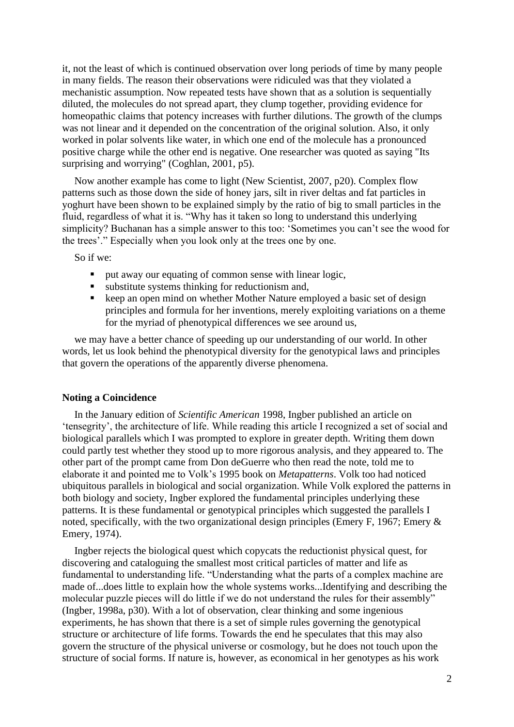it, not the least of which is continued observation over long periods of time by many people in many fields. The reason their observations were ridiculed was that they violated a mechanistic assumption. Now repeated tests have shown that as a solution is sequentially diluted, the molecules do not spread apart, they clump together, providing evidence for homeopathic claims that potency increases with further dilutions. The growth of the clumps was not linear and it depended on the concentration of the original solution. Also, it only worked in polar solvents like water, in which one end of the molecule has a pronounced positive charge while the other end is negative. One researcher was quoted as saying "Its surprising and worrying" (Coghlan, 2001, p5).

Now another example has come to light (New Scientist, 2007, p20). Complex flow patterns such as those down the side of honey jars, silt in river deltas and fat particles in yoghurt have been shown to be explained simply by the ratio of big to small particles in the fluid, regardless of what it is. "Why has it taken so long to understand this underlying simplicity? Buchanan has a simple answer to this too: 'Sometimes you can't see the wood for the trees'." Especially when you look only at the trees one by one.

So if we:

- put away our equating of common sense with linear logic,
- substitute systems thinking for reductionism and,
- keep an open mind on whether Mother Nature employed a basic set of design principles and formula for her inventions, merely exploiting variations on a theme for the myriad of phenotypical differences we see around us,

we may have a better chance of speeding up our understanding of our world. In other words, let us look behind the phenotypical diversity for the genotypical laws and principles that govern the operations of the apparently diverse phenomena.

**Noting a Coincidence**

In the January edition of *Scientific American* 1998, Ingber published an article on 'tensegrity', the architecture of life. While reading this article I recognized a set of social and biological parallels which I was prompted to explore in greater depth. Writing them down could partly test whether they stood up to more rigorous analysis, and they appeared to. The other part of the prompt came from Don deGuerre who then read the note, told me to elaborate it and pointed me to Volk's 1995 book on *Metapatterns*. Volk too had noticed ubiquitous parallels in biological and social organization. While Volk explored the patterns in both biology and society, Ingber explored the fundamental principles underlying these patterns. It is these fundamental or genotypical principles which suggested the parallels I noted, specifically, with the two organizational design principles (Emery F, 1967; Emery & Emery, 1974).

Ingber rejects the biological quest which copycats the reductionist physical quest, for discovering and cataloguing the smallest most critical particles of matter and life as fundamental to understanding life. "Understanding what the parts of a complex machine are made of...does little to explain how the whole systems works...Identifying and describing the molecular puzzle pieces will do little if we do not understand the rules for their assembly" (Ingber, 1998a, p30). With a lot of observation, clear thinking and some ingenious experiments, he has shown that there is a set of simple rules governing the genotypical structure or architecture of life forms. Towards the end he speculates that this may also govern the structure of the physical universe or cosmology, but he does not touch upon the structure of social forms. If nature is, however, as economical in her genotypes as his work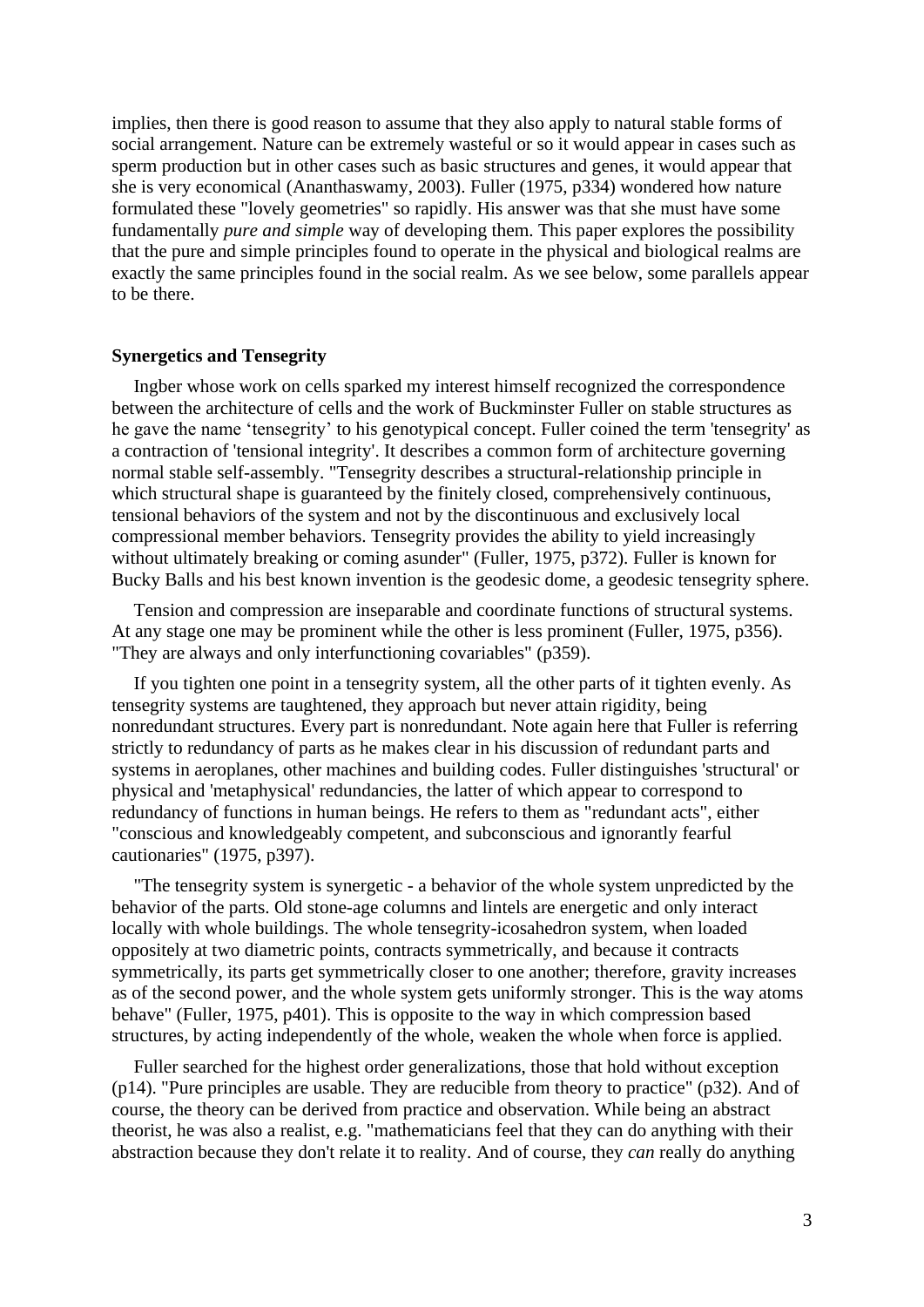implies, then there is good reason to assume that they also apply to natural stable forms of social arrangement. Nature can be extremely wasteful or so it would appear in cases such as sperm production but in other cases such as basic structures and genes, it would appear that she is very economical (Ananthaswamy, 2003). Fuller (1975, p334) wondered how nature formulated these "lovely geometries" so rapidly. His answer was that she must have some fundamentally *pure and simple* way of developing them. This paper explores the possibility that the pure and simple principles found to operate in the physical and biological realms are exactly the same principles found in the social realm. As we see below, some parallels appear to be there.

**Synergetics and Tensegrity**

Ingber whose work on cells sparked my interest himself recognized the correspondence between the architecture of cells and the work of Buckminster Fuller on stable structures as he gave the name 'tensegrity' to his genotypical concept. Fuller coined the term 'tensegrity' as a contraction of 'tensional integrity'. It describes a common form of architecture governing normal stable self-assembly. "Tensegrity describes a structural-relationship principle in which structural shape is guaranteed by the finitely closed, comprehensively continuous, tensional behaviors of the system and not by the discontinuous and exclusively local compressional member behaviors. Tensegrity provides the ability to yield increasingly without ultimately breaking or coming asunder" (Fuller, 1975, p372). Fuller is known for Bucky Balls and his best known invention is the geodesic dome, a geodesic tensegrity sphere.

Tension and compression are inseparable and coordinate functions of structural systems. At any stage one may be prominent while the other is less prominent (Fuller, 1975, p356). "They are always and only interfunctioning covariables" (p359).

If you tighten one point in a tensegrity system, all the other parts of it tighten evenly. As tensegrity systems are taughtened, they approach but never attain rigidity, being nonredundant structures. Every part is nonredundant. Note again here that Fuller is referring strictly to redundancy of parts as he makes clear in his discussion of redundant parts and systems in aeroplanes, other machines and building codes. Fuller distinguishes 'structural' or physical and 'metaphysical' redundancies, the latter of which appear to correspond to redundancy of functions in human beings. He refers to them as "redundant acts", either "conscious and knowledgeably competent, and subconscious and ignorantly fearful cautionaries" (1975, p397).

"The tensegrity system is synergetic - a behavior of the whole system unpredicted by the behavior of the parts. Old stone-age columns and lintels are energetic and only interact locally with whole buildings. The whole tensegrity-icosahedron system, when loaded oppositely at two diametric points, contracts symmetrically, and because it contracts symmetrically, its parts get symmetrically closer to one another; therefore, gravity increases as of the second power, and the whole system gets uniformly stronger. This is the way atoms behave" (Fuller, 1975, p401). This is opposite to the way in which compression based structures, by acting independently of the whole, weaken the whole when force is applied.

Fuller searched for the highest order generalizations, those that hold without exception (p14). "Pure principles are usable. They are reducible from theory to practice" (p32). And of course, the theory can be derived from practice and observation. While being an abstract theorist, he was also a realist, e.g. "mathematicians feel that they can do anything with their abstraction because they don't relate it to reality. And of course, they *can* really do anything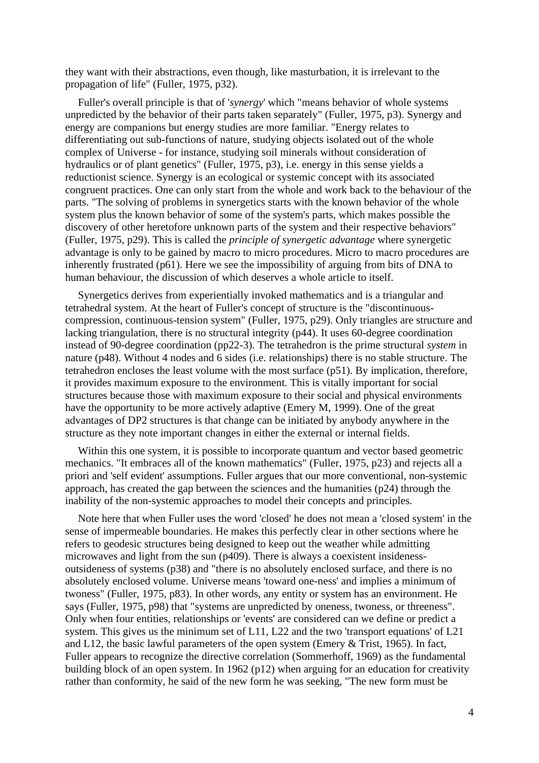they want with their abstractions, even though, like masturbation, it is irrelevant to the propagation of life" (Fuller, 1975, p32).

Fuller's overall principle is that of '*synergy*' which "means behavior of whole systems unpredicted by the behavior of their parts taken separately" (Fuller, 1975, p3). Synergy and energy are companions but energy studies are more familiar. "Energy relates to differentiating out sub-functions of nature, studying objects isolated out of the whole complex of Universe - for instance, studying soil minerals without consideration of hydraulics or of plant genetics" (Fuller, 1975, p3), i.e. energy in this sense yields a reductionist science. Synergy is an ecological or systemic concept with its associated congruent practices. One can only start from the whole and work back to the behaviour of the parts. "The solving of problems in synergetics starts with the known behavior of the whole system plus the known behavior of some of the system's parts, which makes possible the discovery of other heretofore unknown parts of the system and their respective behaviors" (Fuller, 1975, p29). This is called the *principle of synergetic advantage* where synergetic advantage is only to be gained by macro to micro procedures. Micro to macro procedures are inherently frustrated (p61). Here we see the impossibility of arguing from bits of DNA to human behaviour, the discussion of which deserves a whole article to itself.

Synergetics derives from experientially invoked mathematics and is a triangular and tetrahedral system. At the heart of Fuller's concept of structure is the "discontinuous-compression, continuous-tension system" (Fuller, 1975, p29). Only triangles are structure and lacking triangulation, there is no structural integrity (p44). It uses 60-degree coordination instead of 90-degree coordination (pp22-3). The tetrahedron is the prime structural *system* in nature (p48). Without 4 nodes and 6 sides (i.e. relationships) there is no stable structure. The tetrahedron encloses the least volume with the most surface (p51). By implication, therefore, it provides maximum exposure to the environment. This is vitally important for social structures because those with maximum exposure to their social and physical environments have the opportunity to be more actively adaptive (Emery M, 1999). One of the great advantages of DP2 structures is that change can be initiated by anybody anywhere in the structure as they note important changes in either the external or internal fields.

Within this one system, it is possible to incorporate quantum and vector based geometric mechanics. "It embraces all of the known mathematics" (Fuller, 1975, p23) and rejects all a priori and 'self evident' assumptions. Fuller argues that our more conventional, non-systemic approach, has created the gap between the sciences and the humanities (p24) through the inability of the non-systemic approaches to model their concepts and principles.

Note here that when Fuller uses the word 'closed' he does not mean a 'closed system' in the sense of impermeable boundaries. He makes this perfectly clear in other sections where he refers to geodesic structures being designed to keep out the weather while admitting microwaves and light from the sun (p409). There is always a coexistent insideness-outsideness of systems (p38) and "there is no absolutely enclosed surface, and there is no absolutely enclosed volume. Universe means 'toward one-ness' and implies a minimum of twoness" (Fuller, 1975, p83). In other words, any entity or system has an environment. He says (Fuller, 1975, p98) that "systems are unpredicted by oneness, twoness, or threeness". Only when four entities, relationships or 'events' are considered can we define or predict a system. This gives us the minimum set of L11, L22 and the two 'transport equations' of L21 and L12, the basic lawful parameters of the open system (Emery & Trist, 1965). In fact, Fuller appears to recognize the directive correlation (Sommerhoff, 1969) as the fundamental building block of an open system. In 1962 (p12) when arguing for an education for creativity rather than conformity, he said of the new form he was seeking, "The new form must be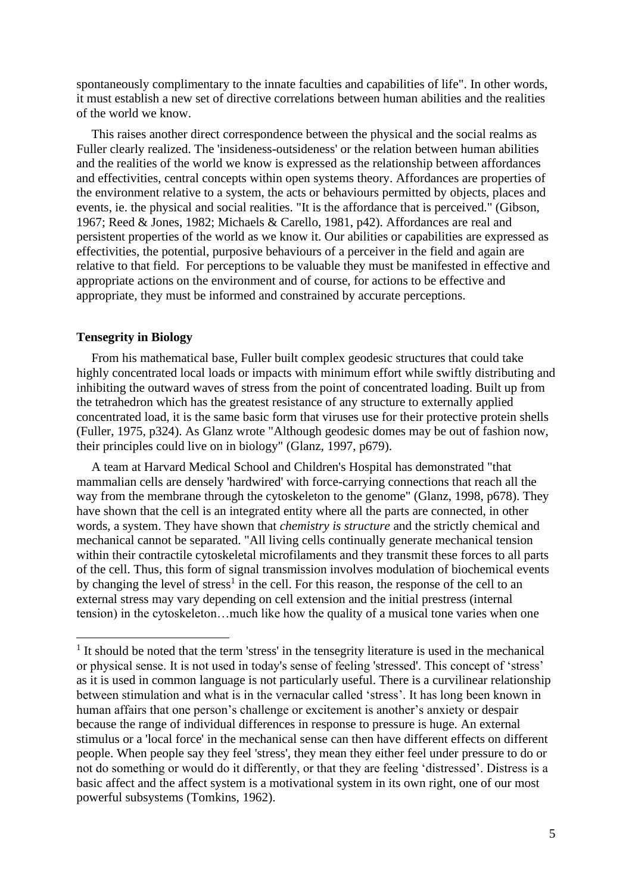spontaneously complimentary to the innate faculties and capabilities of life". In other words, it must establish a new set of directive correlations between human abilities and the realities of the world we know.

This raises another direct correspondence between the physical and the social realms as Fuller clearly realized. The 'insideness-outsideness' or the relation between human abilities and the realities of the world we know is expressed as the relationship between affordances and effectivities, central concepts within open systems theory. Affordances are properties of the environment relative to a system, the acts or behaviours permitted by objects, places and events, ie. the physical and social realities. "It is the affordance that is perceived." (Gibson, 1967; Reed & Jones, 1982; Michaels & Carello, 1981, p42). Affordances are real and persistent properties of the world as we know it. Our abilities or capabilities are expressed as effectivities, the potential, purposive behaviours of a perceiver in the field and again are relative to that field. For perceptions to be valuable they must be manifested in effective and appropriate actions on the environment and of course, for actions to be effective and appropriate, they must be informed and constrained by accurate perceptions.

### Tensegrity in Biology

From his mathematical base, Fuller built complex geodesic structures that could take highly concentrated local loads or impacts with minimum effort while swiftly distributing and inhibiting the outward waves of stress from the point of concentrated loading. Built up from the tetrahedron which has the greatest resistance of any structure to externally applied concentrated load, it is the same basic form that viruses use for their protective protein shells (Fuller, 1975, p324). As Glanz wrote "Although geodesic domes may be out of fashion now, their principles could live on in biology" (Glanz, 1997, p679).

A team at Harvard Medical School and Children's Hospital has demonstrated "that mammalian cells are densely 'hardwired' with force-carrying connections that reach all the way from the membrane through the cytoskeleton to the genome" (Glanz, 1998, p678). They have shown that the cell is an integrated entity where all the parts are connected, in other words, a system. They have shown that *chemistry is structure* and the strictly chemical and mechanical cannot be separated. "All living cells continually generate mechanical tension within their contractile cytoskeletal microfilaments and they transmit these forces to all parts of the cell. Thus, this form of signal transmission involves modulation of biochemical events by changing the level of stress[1] in the cell. For this reason, the response of the cell to an external stress may vary depending on cell extension and the initial prestress (internal tension) in the cytoskeleton…much like how the quality of a musical tone varies when one

---

[1] It should be noted that the term 'stress' in the tensegrity literature is used in the mechanical or physical sense. It is not used in today's sense of feeling 'stressed'. This concept of 'stress' as it is used in common language is not particularly useful. There is a curvilinear relationship between stimulation and what is in the vernacular called 'stress'. It has long been known in human affairs that one person's challenge or excitement is another's anxiety or despair because the range of individual differences in response to pressure is huge. An external stimulus or a 'local force' in the mechanical sense can then have different effects on different people. When people say they feel 'stress', they mean they either feel under pressure to do or not do something or would do it differently, or that they are feeling 'distressed'. Distress is a basic affect and the affect system is a motivational system in its own right, one of our most powerful subsystems (Tomkins, 1962).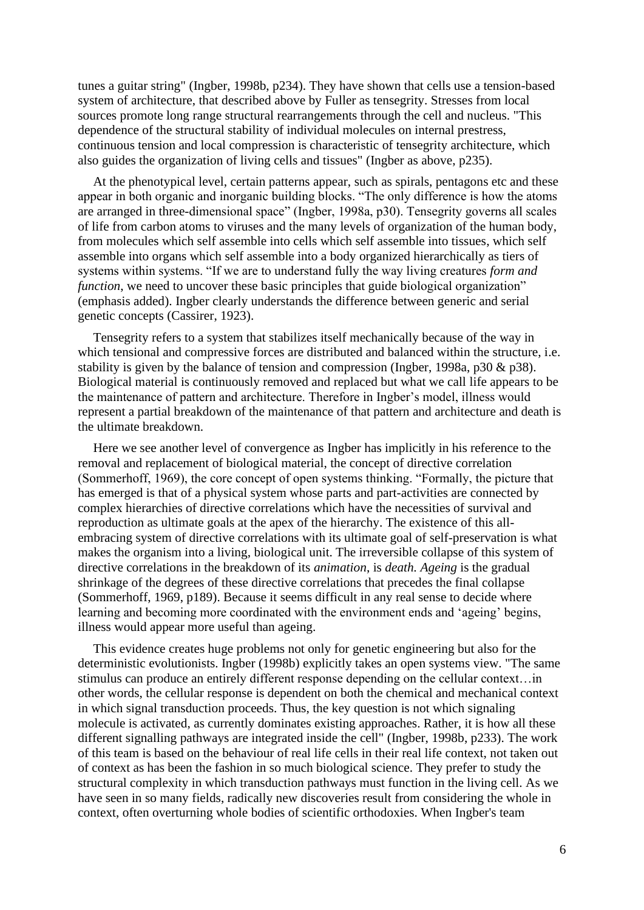tunes a guitar string" (Ingber, 1998b, p234). They have shown that cells use a tension-based system of architecture, that described above by Fuller as tensegrity. Stresses from local sources promote long range structural rearrangements through the cell and nucleus. "This dependence of the structural stability of individual molecules on internal prestress, continuous tension and local compression is characteristic of tensegrity architecture, which also guides the organization of living cells and tissues" (Ingber as above, p235).

At the phenotypical level, certain patterns appear, such as spirals, pentagons etc and these appear in both organic and inorganic building blocks. "The only difference is how the atoms are arranged in three-dimensional space" (Ingber, 1998a, p30). Tensegrity governs all scales of life from carbon atoms to viruses and the many levels of organization of the human body, from molecules which self assemble into cells which self assemble into tissues, which self assemble into organs which self assemble into a body organized hierarchically as tiers of systems within systems. "If we are to understand fully the way living creatures *form and function*, we need to uncover these basic principles that guide biological organization" (emphasis added). Ingber clearly understands the difference between generic and serial genetic concepts (Cassirer, 1923).

Tensegrity refers to a system that stabilizes itself mechanically because of the way in which tensional and compressive forces are distributed and balanced within the structure, i.e. stability is given by the balance of tension and compression (Ingber, 1998a, p30 & p38). Biological material is continuously removed and replaced but what we call life appears to be the maintenance of pattern and architecture. Therefore in Ingber's model, illness would represent a partial breakdown of the maintenance of that pattern and architecture and death is the ultimate breakdown.

Here we see another level of convergence as Ingber has implicitly in his reference to the removal and replacement of biological material, the concept of directive correlation (Sommerhoff, 1969), the core concept of open systems thinking. "Formally, the picture that has emerged is that of a physical system whose parts and part-activities are connected by complex hierarchies of directive correlations which have the necessities of survival and reproduction as ultimate goals at the apex of the hierarchy. The existence of this all-embracing system of directive correlations with its ultimate goal of self-preservation is what makes the organism into a living, biological unit. The irreversible collapse of this system of directive correlations in the breakdown of its *animation*, is *death*. *Ageing* is the gradual shrinkage of the degrees of these directive correlations that precedes the final collapse (Sommerhoff, 1969, p189). Because it seems difficult in any real sense to decide where learning and becoming more coordinated with the environment ends and 'ageing' begins, illness would appear more useful than ageing.

This evidence creates huge problems not only for genetic engineering but also for the deterministic evolutionists. Ingber (1998b) explicitly takes an open systems view. "The same stimulus can produce an entirely different response depending on the cellular context…in other words, the cellular response is dependent on both the chemical and mechanical context in which signal transduction proceeds. Thus, the key question is not which signaling molecule is activated, as currently dominates existing approaches. Rather, it is how all these different signalling pathways are integrated inside the cell" (Ingber, 1998b, p233). The work of this team is based on the behaviour of real life cells in their real life context, not taken out of context as has been the fashion in so much biological science. They prefer to study the structural complexity in which transduction pathways must function in the living cell. As we have seen in so many fields, radically new discoveries result from considering the whole in context, often overturning whole bodies of scientific orthodoxies. When Ingber's team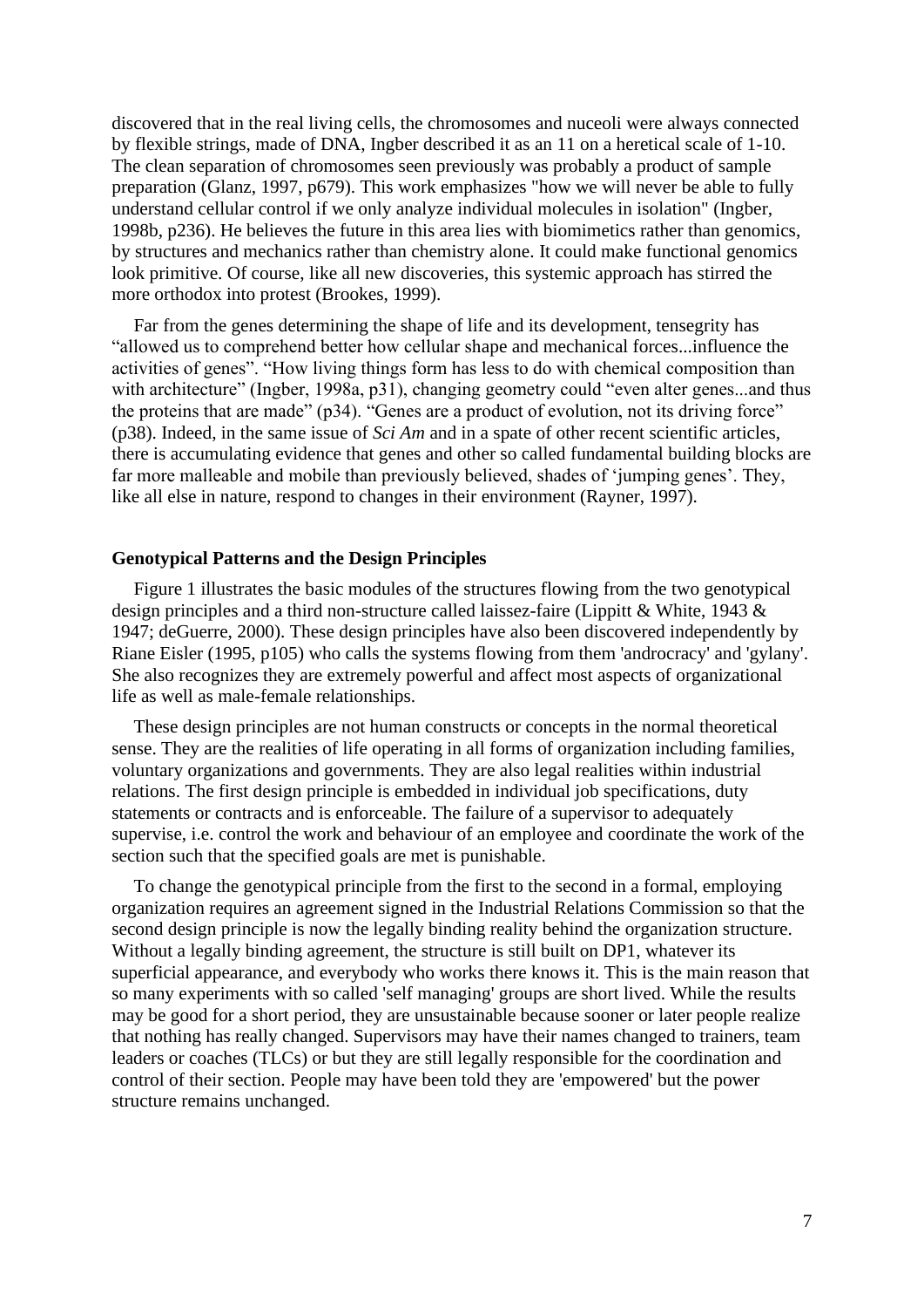discovered that in the real living cells, the chromosomes and nuceoli were always connected by flexible strings, made of DNA, Ingber described it as an 11 on a heretical scale of 1-10. The clean separation of chromosomes seen previously was probably a product of sample preparation (Glanz, 1997, p679). This work emphasizes "how we will never be able to fully understand cellular control if we only analyze individual molecules in isolation" (Ingber, 1998b, p236). He believes the future in this area lies with biomimetics rather than genomics, by structures and mechanics rather than chemistry alone. It could make functional genomics look primitive. Of course, like all new discoveries, this systemic approach has stirred the more orthodox into protest (Brookes, 1999).

Far from the genes determining the shape of life and its development, tensegrity has "allowed us to comprehend better how cellular shape and mechanical forces...influence the activities of genes". "How living things form has less to do with chemical composition than with architecture" (Ingber, 1998a, p31), changing geometry could "even alter genes...and thus the proteins that are made" (p34). "Genes are a product of evolution, not its driving force" (p38). Indeed, in the same issue of *Sci Am* and in a spate of other recent scientific articles, there is accumulating evidence that genes and other so called fundamental building blocks are far more malleable and mobile than previously believed, shades of 'jumping genes'. They, like all else in nature, respond to changes in their environment (Rayner, 1997).

**Genotypical Patterns and the Design Principles**

Figure 1 illustrates the basic modules of the structures flowing from the two genotypical design principles and a third non-structure called laissez-faire (Lippitt & White, 1943 & 1947; deGuerre, 2000). These design principles have also been discovered independently by Riane Eisler (1995, p105) who calls the systems flowing from them 'androcracy' and 'gylany'. She also recognizes they are extremely powerful and affect most aspects of organizational life as well as male-female relationships.

These design principles are not human constructs or concepts in the normal theoretical sense. They are the realities of life operating in all forms of organization including families, voluntary organizations and governments. They are also legal realities within industrial relations. The first design principle is embedded in individual job specifications, duty statements or contracts and is enforceable. The failure of a supervisor to adequately supervise, i.e. control the work and behaviour of an employee and coordinate the work of the section such that the specified goals are met is punishable.

To change the genotypical principle from the first to the second in a formal, employing organization requires an agreement signed in the Industrial Relations Commission so that the second design principle is now the legally binding reality behind the organization structure. Without a legally binding agreement, the structure is still built on DP1, whatever its superficial appearance, and everybody who works there knows it. This is the main reason that so many experiments with so called 'self managing' groups are short lived. While the results may be good for a short period, they are unsustainable because sooner or later people realize that nothing has really changed. Supervisors may have their names changed to trainers, team leaders or coaches (TLCs) or but they are still legally responsible for the coordination and control of their section. People may have been told they are 'empowered' but the power structure remains unchanged.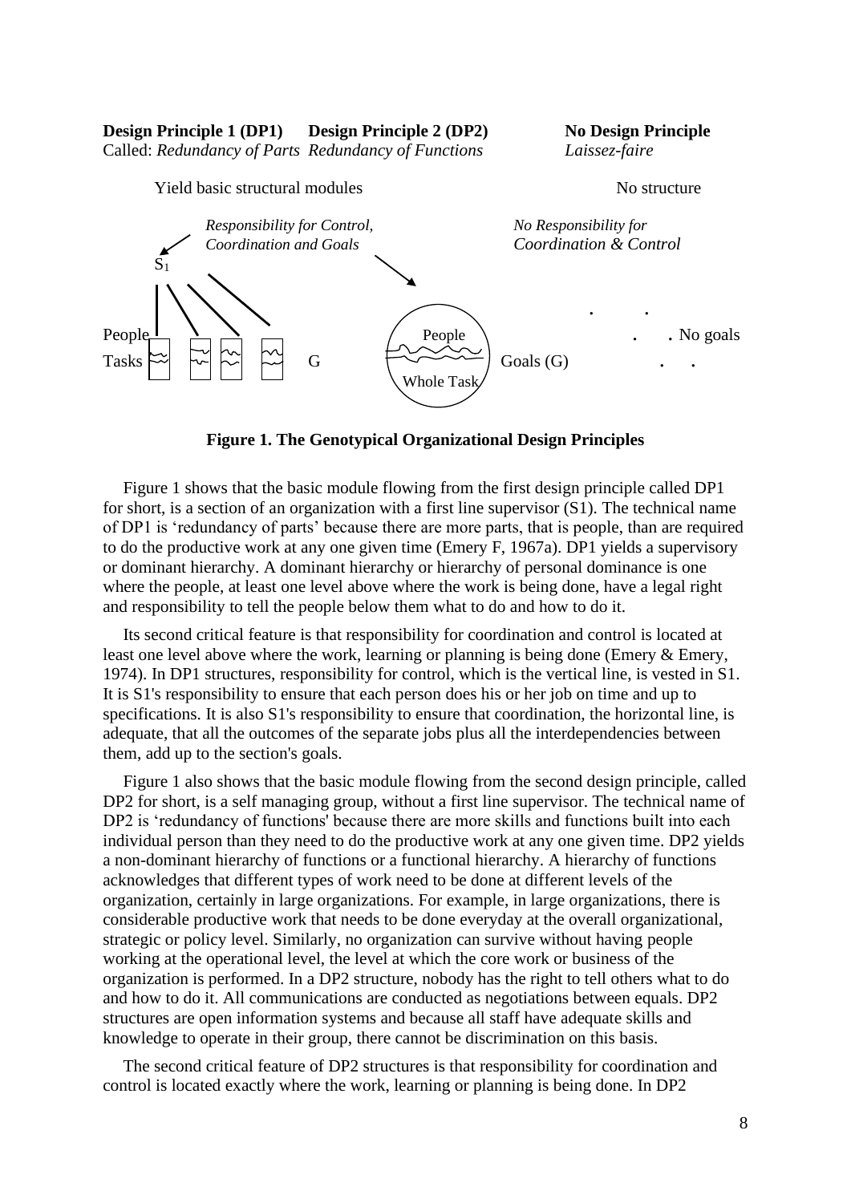**Design Principle 1 (DP1)** Called: *Redundancy of Parts*

**Design Principle 2 (DP2)** *Redundancy of Functions*

**No Design Principle** *Laissez-faire*

Yield basic structural modules — No structure

*Responsibility for Control, Coordination and Goals* — *No Responsibility for Coordination & Control*

$S_1$

People — Tasks — G

People — Whole Task — Goals (G)

No goals

**Figure 1. The Genotypical Organizational Design Principles**

Figure 1 shows that the basic module flowing from the first design principle called DP1 for short, is a section of an organization with a first line supervisor (S1). The technical name of DP1 is 'redundancy of parts' because there are more parts, that is people, than are required to do the productive work at any one given time (Emery F, 1967a). DP1 yields a supervisory or dominant hierarchy. A dominant hierarchy or hierarchy of personal dominance is one where the people, at least one level above where the work is being done, have a legal right and responsibility to tell the people below them what to do and how to do it.

Its second critical feature is that responsibility for coordination and control is located at least one level above where the work, learning or planning is being done (Emery & Emery, 1974). In DP1 structures, responsibility for control, which is the vertical line, is vested in S1. It is S1's responsibility to ensure that each person does his or her job on time and up to specifications. It is also S1's responsibility to ensure that coordination, the horizontal line, is adequate, that all the outcomes of the separate jobs plus all the interdependencies between them, add up to the section's goals.

Figure 1 also shows that the basic module flowing from the second design principle, called DP2 for short, is a self managing group, without a first line supervisor. The technical name of DP2 is 'redundancy of functions' because there are more skills and functions built into each individual person than they need to do the productive work at any one given time. DP2 yields a non-dominant hierarchy of functions or a functional hierarchy. A hierarchy of functions acknowledges that different types of work need to be done at different levels of the organization, certainly in large organizations. For example, in large organizations, there is considerable productive work that needs to be done everyday at the overall organizational, strategic or policy level. Similarly, no organization can survive without having people working at the operational level, the level at which the core work or business of the organization is performed. In a DP2 structure, nobody has the right to tell others what to do and how to do it. All communications are conducted as negotiations between equals. DP2 structures are open information systems and because all staff have adequate skills and knowledge to operate in their group, there cannot be discrimination on this basis.

The second critical feature of DP2 structures is that responsibility for coordination and control is located exactly where the work, learning or planning is being done. In DP2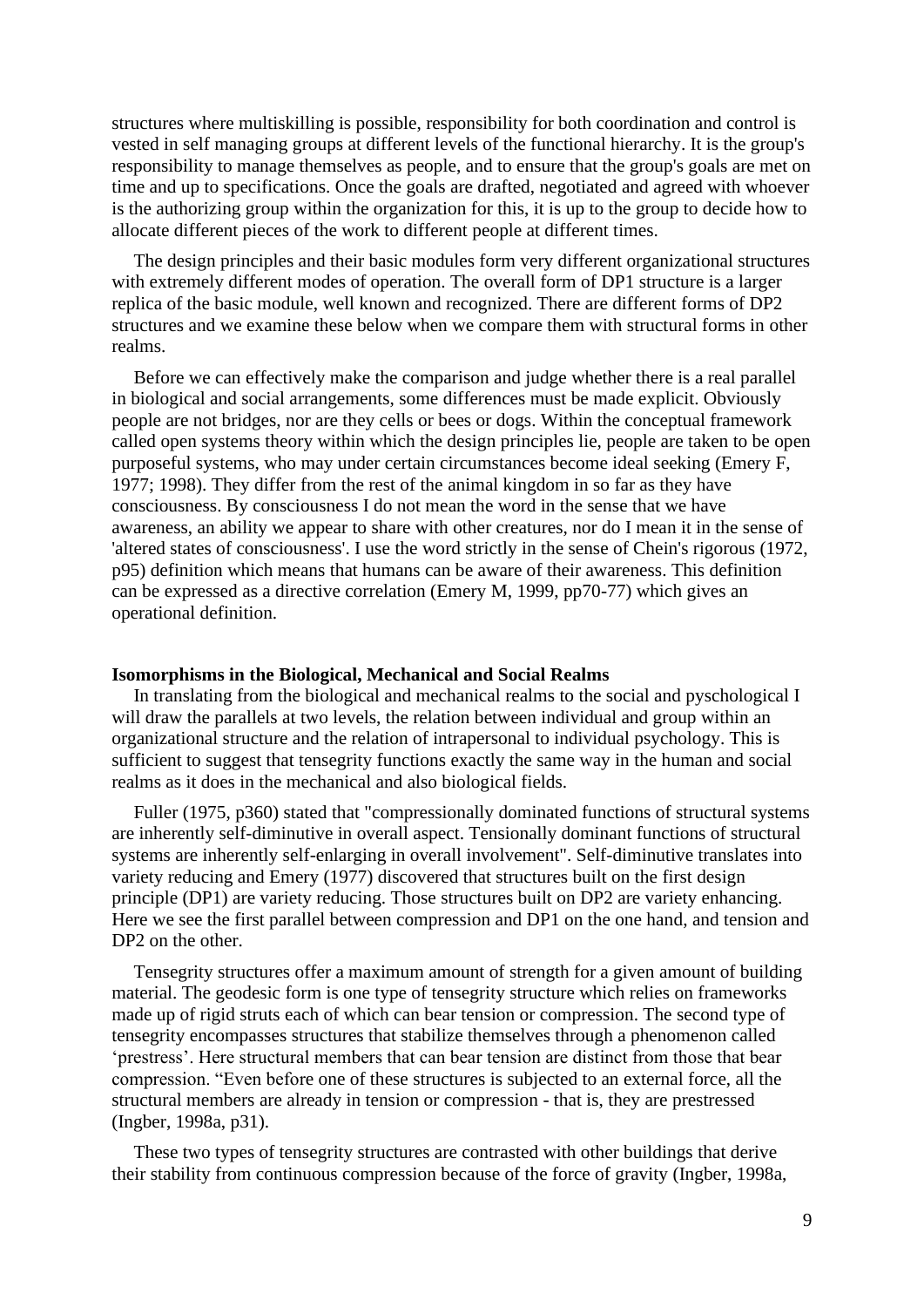structures where multiskilling is possible, responsibility for both coordination and control is vested in self managing groups at different levels of the functional hierarchy. It is the group's responsibility to manage themselves as people, and to ensure that the group's goals are met on time and up to specifications. Once the goals are drafted, negotiated and agreed with whoever is the authorizing group within the organization for this, it is up to the group to decide how to allocate different pieces of the work to different people at different times.

The design principles and their basic modules form very different organizational structures with extremely different modes of operation. The overall form of DP1 structure is a larger replica of the basic module, well known and recognized. There are different forms of DP2 structures and we examine these below when we compare them with structural forms in other realms.

Before we can effectively make the comparison and judge whether there is a real parallel in biological and social arrangements, some differences must be made explicit. Obviously people are not bridges, nor are they cells or bees or dogs. Within the conceptual framework called open systems theory within which the design principles lie, people are taken to be open purposeful systems, who may under certain circumstances become ideal seeking (Emery F, 1977; 1998). They differ from the rest of the animal kingdom in so far as they have consciousness. By consciousness I do not mean the word in the sense that we have awareness, an ability we appear to share with other creatures, nor do I mean it in the sense of 'altered states of consciousness'. I use the word strictly in the sense of Chein's rigorous (1972, p95) definition which means that humans can be aware of their awareness. This definition can be expressed as a directive correlation (Emery M, 1999, pp70-77) which gives an operational definition.

**Isomorphisms in the Biological, Mechanical and Social Realms**

In translating from the biological and mechanical realms to the social and pyschological I will draw the parallels at two levels, the relation between individual and group within an organizational structure and the relation of intrapersonal to individual psychology. This is sufficient to suggest that tensegrity functions exactly the same way in the human and social realms as it does in the mechanical and also biological fields.

Fuller (1975, p360) stated that "compressionally dominated functions of structural systems are inherently self-diminutive in overall aspect. Tensionally dominant functions of structural systems are inherently self-enlarging in overall involvement". Self-diminutive translates into variety reducing and Emery (1977) discovered that structures built on the first design principle (DP1) are variety reducing. Those structures built on DP2 are variety enhancing. Here we see the first parallel between compression and DP1 on the one hand, and tension and DP2 on the other.

Tensegrity structures offer a maximum amount of strength for a given amount of building material. The geodesic form is one type of tensegrity structure which relies on frameworks made up of rigid struts each of which can bear tension or compression. The second type of tensegrity encompasses structures that stabilize themselves through a phenomenon called 'prestress'. Here structural members that can bear tension are distinct from those that bear compression. "Even before one of these structures is subjected to an external force, all the structural members are already in tension or compression - that is, they are prestressed (Ingber, 1998a, p31).

These two types of tensegrity structures are contrasted with other buildings that derive their stability from continuous compression because of the force of gravity (Ingber, 1998a,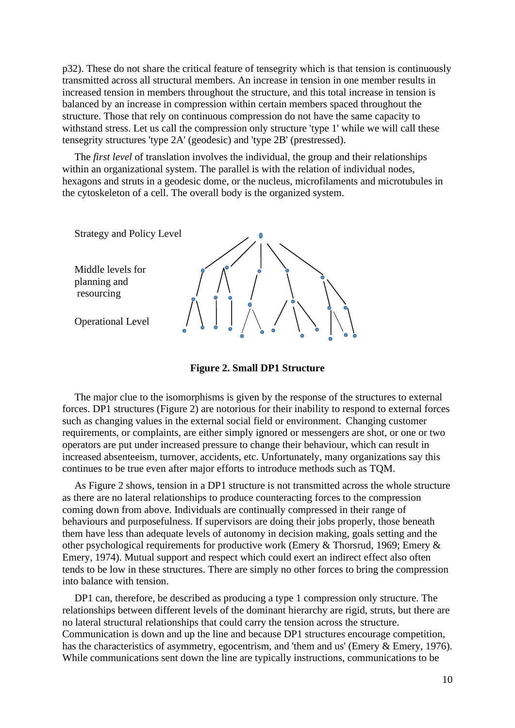p32). These do not share the critical feature of tensegrity which is that tension is continuously transmitted across all structural members. An increase in tension in one member results in increased tension in members throughout the structure, and this total increase in tension is balanced by an increase in compression within certain members spaced throughout the structure. Those that rely on continuous compression do not have the same capacity to withstand stress. Let us call the compression only structure 'type 1' while we will call these tensegrity structures 'type 2A' (geodesic) and 'type 2B' (prestressed).

The *first level* of translation involves the individual, the group and their relationships within an organizational system. The parallel is with the relation of individual nodes, hexagons and struts in a geodesic dome, or the nucleus, microfilaments and microtubules in the cytoskeleton of a cell. The overall body is the organized system.

Strategy and Policy Level

Middle levels for planning and resourcing

Operational Level

**Figure 2. Small DP1 Structure**

The major clue to the isomorphisms is given by the response of the structures to external forces. DP1 structures (Figure 2) are notorious for their inability to respond to external forces such as changing values in the external social field or environment. Changing customer requirements, or complaints, are either simply ignored or messengers are shot, or one or two operators are put under increased pressure to change their behaviour, which can result in increased absenteeism, turnover, accidents, etc. Unfortunately, many organizations say this continues to be true even after major efforts to introduce methods such as TQM.

As Figure 2 shows, tension in a DP1 structure is not transmitted across the whole structure as there are no lateral relationships to produce counteracting forces to the compression coming down from above. Individuals are continually compressed in their range of behaviours and purposefulness. If supervisors are doing their jobs properly, those beneath them have less than adequate levels of autonomy in decision making, goals setting and the other psychological requirements for productive work (Emery & Thorsrud, 1969; Emery & Emery, 1974). Mutual support and respect which could exert an indirect effect also often tends to be low in these structures. There are simply no other forces to bring the compression into balance with tension.

DP1 can, therefore, be described as producing a type 1 compression only structure. The relationships between different levels of the dominant hierarchy are rigid, struts, but there are no lateral structural relationships that could carry the tension across the structure. Communication is down and up the line and because DP1 structures encourage competition, has the characteristics of asymmetry, egocentrism, and 'them and us' (Emery & Emery, 1976). While communications sent down the line are typically instructions, communications to be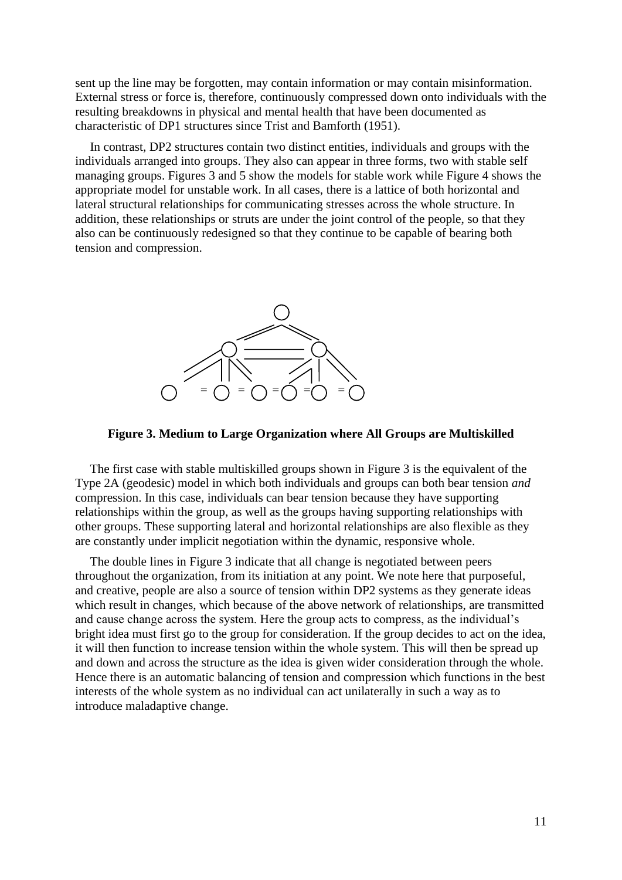sent up the line may be forgotten, may contain information or may contain misinformation. External stress or force is, therefore, continuously compressed down onto individuals with the resulting breakdowns in physical and mental health that have been documented as characteristic of DP1 structures since Trist and Bamforth (1951).

In contrast, DP2 structures contain two distinct entities, individuals and groups with the individuals arranged into groups. They also can appear in three forms, two with stable self managing groups. Figures 3 and 5 show the models for stable work while Figure 4 shows the appropriate model for unstable work. In all cases, there is a lattice of both horizontal and lateral structural relationships for communicating stresses across the whole structure. In addition, these relationships or struts are under the joint control of the people, so that they also can be continuously redesigned so that they continue to be capable of bearing both tension and compression.

**Figure 3. Medium to Large Organization where All Groups are Multiskilled**

The first case with stable multiskilled groups shown in Figure 3 is the equivalent of the Type 2A (geodesic) model in which both individuals and groups can both bear tension *and* compression. In this case, individuals can bear tension because they have supporting relationships within the group, as well as the groups having supporting relationships with other groups. These supporting lateral and horizontal relationships are also flexible as they are constantly under implicit negotiation within the dynamic, responsive whole.

The double lines in Figure 3 indicate that all change is negotiated between peers throughout the organization, from its initiation at any point. We note here that purposeful, and creative, people are also a source of tension within DP2 systems as they generate ideas which result in changes, which because of the above network of relationships, are transmitted and cause change across the system. Here the group acts to compress, as the individual's bright idea must first go to the group for consideration. If the group decides to act on the idea, it will then function to increase tension within the whole system. This will then be spread up and down and across the structure as the idea is given wider consideration through the whole. Hence there is an automatic balancing of tension and compression which functions in the best interests of the whole system as no individual can act unilaterally in such a way as to introduce maladaptive change.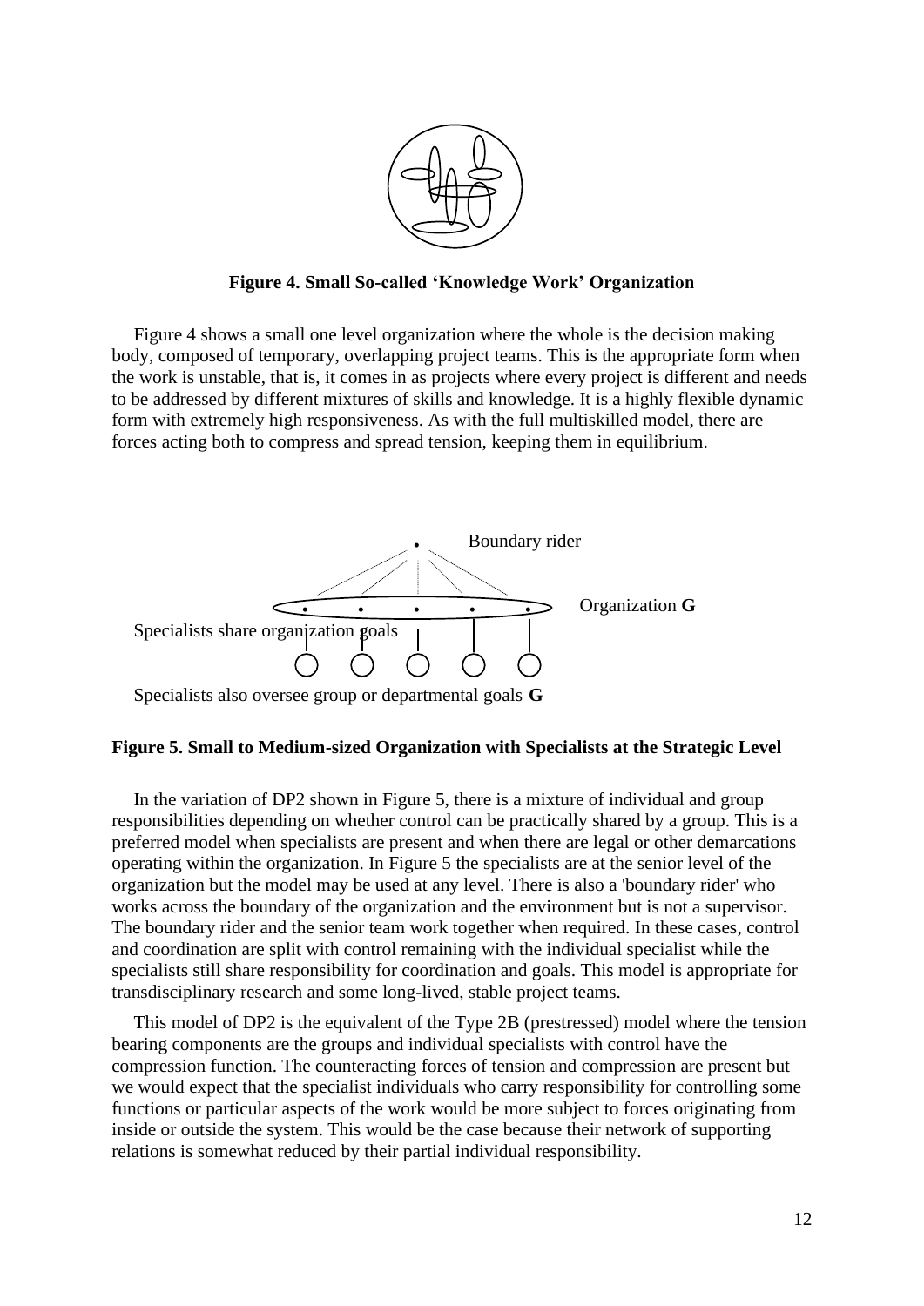**Figure 4. Small So-called 'Knowledge Work' Organization**

Figure 4 shows a small one level organization where the whole is the decision making body, composed of temporary, overlapping project teams. This is the appropriate form when the work is unstable, that is, it comes in as projects where every project is different and needs to be addressed by different mixtures of skills and knowledge. It is a highly flexible dynamic form with extremely high responsiveness. As with the full multiskilled model, there are forces acting both to compress and spread tension, keeping them in equilibrium.

Boundary rider

Organization **G**

Specialists share organization goals

Specialists also oversee group or departmental goals **G**

**Figure 5. Small to Medium-sized Organization with Specialists at the Strategic Level**

In the variation of DP2 shown in Figure 5, there is a mixture of individual and group responsibilities depending on whether control can be practically shared by a group. This is a preferred model when specialists are present and when there are legal or other demarcations operating within the organization. In Figure 5 the specialists are at the senior level of the organization but the model may be used at any level. There is also a 'boundary rider' who works across the boundary of the organization and the environment but is not a supervisor. The boundary rider and the senior team work together when required. In these cases, control and coordination are split with control remaining with the individual specialist while the specialists still share responsibility for coordination and goals. This model is appropriate for transdisciplinary research and some long-lived, stable project teams.

This model of DP2 is the equivalent of the Type 2B (prestressed) model where the tension bearing components are the groups and individual specialists with control have the compression function. The counteracting forces of tension and compression are present but we would expect that the specialist individuals who carry responsibility for controlling some functions or particular aspects of the work would be more subject to forces originating from inside or outside the system. This would be the case because their network of supporting relations is somewhat reduced by their partial individual responsibility.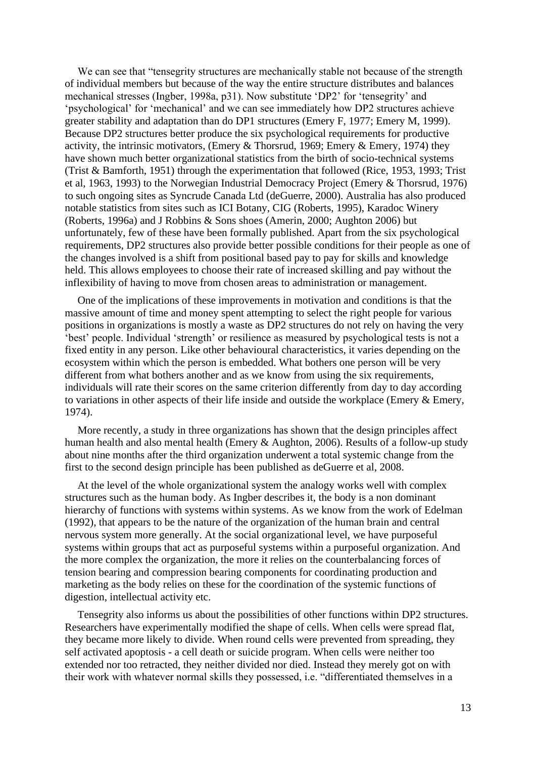We can see that "tensegrity structures are mechanically stable not because of the strength of individual members but because of the way the entire structure distributes and balances mechanical stresses (Ingber, 1998a, p31). Now substitute 'DP2' for 'tensegrity' and 'psychological' for 'mechanical' and we can see immediately how DP2 structures achieve greater stability and adaptation than do DP1 structures (Emery F, 1977; Emery M, 1999). Because DP2 structures better produce the six psychological requirements for productive activity, the intrinsic motivators, (Emery & Thorsrud, 1969; Emery & Emery, 1974) they have shown much better organizational statistics from the birth of socio-technical systems (Trist & Bamforth, 1951) through the experimentation that followed (Rice, 1953, 1993; Trist et al, 1963, 1993) to the Norwegian Industrial Democracy Project (Emery & Thorsrud, 1976) to such ongoing sites as Syncrude Canada Ltd (deGuerre, 2000). Australia has also produced notable statistics from sites such as ICI Botany, CIG (Roberts, 1995), Karadoc Winery (Roberts, 1996a) and J Robbins & Sons shoes (Amerin, 2000; Aughton 2006) but unfortunately, few of these have been formally published. Apart from the six psychological requirements, DP2 structures also provide better possible conditions for their people as one of the changes involved is a shift from positional based pay to pay for skills and knowledge held. This allows employees to choose their rate of increased skilling and pay without the inflexibility of having to move from chosen areas to administration or management.

One of the implications of these improvements in motivation and conditions is that the massive amount of time and money spent attempting to select the right people for various positions in organizations is mostly a waste as DP2 structures do not rely on having the very 'best' people. Individual 'strength' or resilience as measured by psychological tests is not a fixed entity in any person. Like other behavioural characteristics, it varies depending on the ecosystem within which the person is embedded. What bothers one person will be very different from what bothers another and as we know from using the six requirements, individuals will rate their scores on the same criterion differently from day to day according to variations in other aspects of their life inside and outside the workplace (Emery & Emery, 1974).

More recently, a study in three organizations has shown that the design principles affect human health and also mental health (Emery & Aughton, 2006). Results of a follow-up study about nine months after the third organization underwent a total systemic change from the first to the second design principle has been published as deGuerre et al, 2008.

At the level of the whole organizational system the analogy works well with complex structures such as the human body. As Ingber describes it, the body is a non dominant hierarchy of functions with systems within systems. As we know from the work of Edelman (1992), that appears to be the nature of the organization of the human brain and central nervous system more generally. At the social organizational level, we have purposeful systems within groups that act as purposeful systems within a purposeful organization. And the more complex the organization, the more it relies on the counterbalancing forces of tension bearing and compression bearing components for coordinating production and marketing as the body relies on these for the coordination of the systemic functions of digestion, intellectual activity etc.

Tensegrity also informs us about the possibilities of other functions within DP2 structures. Researchers have experimentally modified the shape of cells. When cells were spread flat, they became more likely to divide. When round cells were prevented from spreading, they self activated apoptosis - a cell death or suicide program. When cells were neither too extended nor too retracted, they neither divided nor died. Instead they merely got on with their work with whatever normal skills they possessed, i.e. "differentiated themselves in a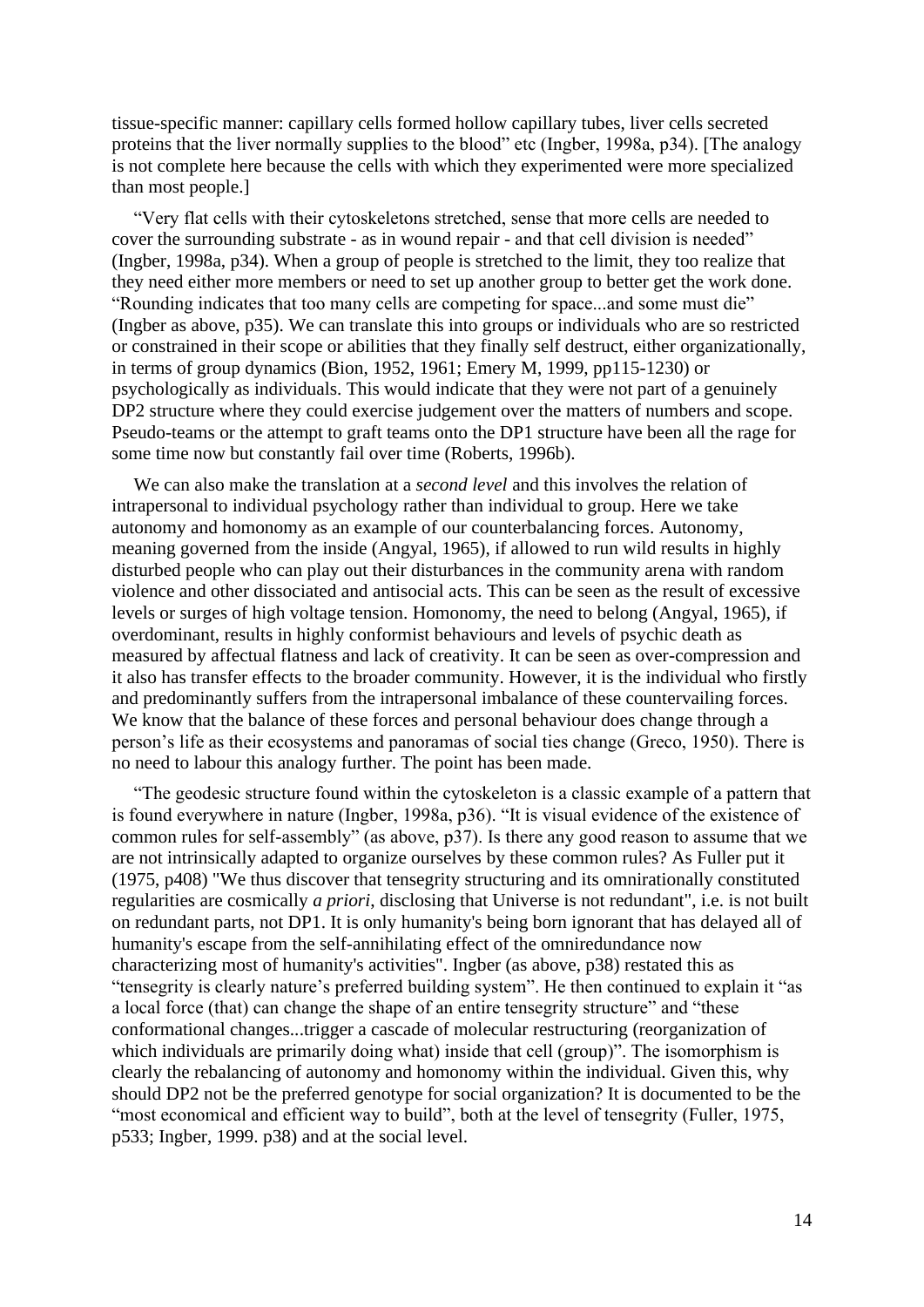tissue-specific manner: capillary cells formed hollow capillary tubes, liver cells secreted proteins that the liver normally supplies to the blood" etc (Ingber, 1998a, p34). [The analogy is not complete here because the cells with which they experimented were more specialized than most people.]

"Very flat cells with their cytoskeletons stretched, sense that more cells are needed to cover the surrounding substrate - as in wound repair - and that cell division is needed" (Ingber, 1998a, p34). When a group of people is stretched to the limit, they too realize that they need either more members or need to set up another group to better get the work done. "Rounding indicates that too many cells are competing for space...and some must die" (Ingber as above, p35). We can translate this into groups or individuals who are so restricted or constrained in their scope or abilities that they finally self destruct, either organizationally, in terms of group dynamics (Bion, 1952, 1961; Emery M, 1999, pp115-1230) or psychologically as individuals. This would indicate that they were not part of a genuinely DP2 structure where they could exercise judgement over the matters of numbers and scope. Pseudo-teams or the attempt to graft teams onto the DP1 structure have been all the rage for some time now but constantly fail over time (Roberts, 1996b).

We can also make the translation at a *second level* and this involves the relation of intrapersonal to individual psychology rather than individual to group. Here we take autonomy and homonomy as an example of our counterbalancing forces. Autonomy, meaning governed from the inside (Angyal, 1965), if allowed to run wild results in highly disturbed people who can play out their disturbances in the community arena with random violence and other dissociated and antisocial acts. This can be seen as the result of excessive levels or surges of high voltage tension. Homonomy, the need to belong (Angyal, 1965), if overdominant, results in highly conformist behaviours and levels of psychic death as measured by affectual flatness and lack of creativity. It can be seen as over-compression and it also has transfer effects to the broader community. However, it is the individual who firstly and predominantly suffers from the intrapersonal imbalance of these countervailing forces. We know that the balance of these forces and personal behaviour does change through a person's life as their ecosystems and panoramas of social ties change (Greco, 1950). There is no need to labour this analogy further. The point has been made.

"The geodesic structure found within the cytoskeleton is a classic example of a pattern that is found everywhere in nature (Ingber, 1998a, p36). "It is visual evidence of the existence of common rules for self-assembly" (as above, p37). Is there any good reason to assume that we are not intrinsically adapted to organize ourselves by these common rules? As Fuller put it (1975, p408) "We thus discover that tensegrity structuring and its omnirationally constituted regularities are cosmically *a priori*, disclosing that Universe is not redundant", i.e. is not built on redundant parts, not DP1. It is only humanity's being born ignorant that has delayed all of humanity's escape from the self-annihilating effect of the omniredundance now characterizing most of humanity's activities". Ingber (as above, p38) restated this as "tensegrity is clearly nature's preferred building system". He then continued to explain it "as a local force (that) can change the shape of an entire tensegrity structure" and "these conformational changes...trigger a cascade of molecular restructuring (reorganization of which individuals are primarily doing what) inside that cell (group)". The isomorphism is clearly the rebalancing of autonomy and homonomy within the individual. Given this, why should DP2 not be the preferred genotype for social organization? It is documented to be the "most economical and efficient way to build", both at the level of tensegrity (Fuller, 1975, p533; Ingber, 1999. p38) and at the social level.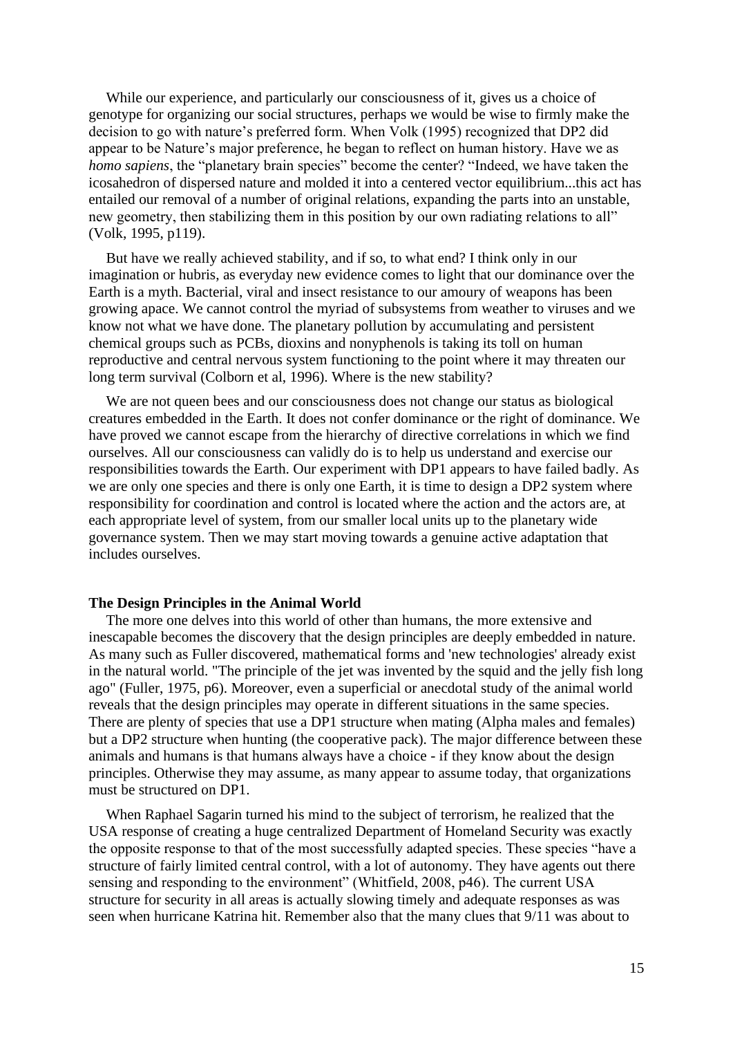While our experience, and particularly our consciousness of it, gives us a choice of genotype for organizing our social structures, perhaps we would be wise to firmly make the decision to go with nature's preferred form. When Volk (1995) recognized that DP2 did appear to be Nature's major preference, he began to reflect on human history. Have we as *homo sapiens*, the "planetary brain species" become the center? "Indeed, we have taken the icosahedron of dispersed nature and molded it into a centered vector equilibrium...this act has entailed our removal of a number of original relations, expanding the parts into an unstable, new geometry, then stabilizing them in this position by our own radiating relations to all" (Volk, 1995, p119).

But have we really achieved stability, and if so, to what end? I think only in our imagination or hubris, as everyday new evidence comes to light that our dominance over the Earth is a myth. Bacterial, viral and insect resistance to our amoury of weapons has been growing apace. We cannot control the myriad of subsystems from weather to viruses and we know not what we have done. The planetary pollution by accumulating and persistent chemical groups such as PCBs, dioxins and nonyphenols is taking its toll on human reproductive and central nervous system functioning to the point where it may threaten our long term survival (Colborn et al, 1996). Where is the new stability?

We are not queen bees and our consciousness does not change our status as biological creatures embedded in the Earth. It does not confer dominance or the right of dominance. We have proved we cannot escape from the hierarchy of directive correlations in which we find ourselves. All our consciousness can validly do is to help us understand and exercise our responsibilities towards the Earth. Our experiment with DP1 appears to have failed badly. As we are only one species and there is only one Earth, it is time to design a DP2 system where responsibility for coordination and control is located where the action and the actors are, at each appropriate level of system, from our smaller local units up to the planetary wide governance system. Then we may start moving towards a genuine active adaptation that includes ourselves.

**The Design Principles in the Animal World**

The more one delves into this world of other than humans, the more extensive and inescapable becomes the discovery that the design principles are deeply embedded in nature. As many such as Fuller discovered, mathematical forms and 'new technologies' already exist in the natural world. "The principle of the jet was invented by the squid and the jelly fish long ago" (Fuller, 1975, p6). Moreover, even a superficial or anecdotal study of the animal world reveals that the design principles may operate in different situations in the same species. There are plenty of species that use a DP1 structure when mating (Alpha males and females) but a DP2 structure when hunting (the cooperative pack). The major difference between these animals and humans is that humans always have a choice - if they know about the design principles. Otherwise they may assume, as many appear to assume today, that organizations must be structured on DP1.

When Raphael Sagarin turned his mind to the subject of terrorism, he realized that the USA response of creating a huge centralized Department of Homeland Security was exactly the opposite response to that of the most successfully adapted species. These species "have a structure of fairly limited central control, with a lot of autonomy. They have agents out there sensing and responding to the environment" (Whitfield, 2008, p46). The current USA structure for security in all areas is actually slowing timely and adequate responses as was seen when hurricane Katrina hit. Remember also that the many clues that 9/11 was about to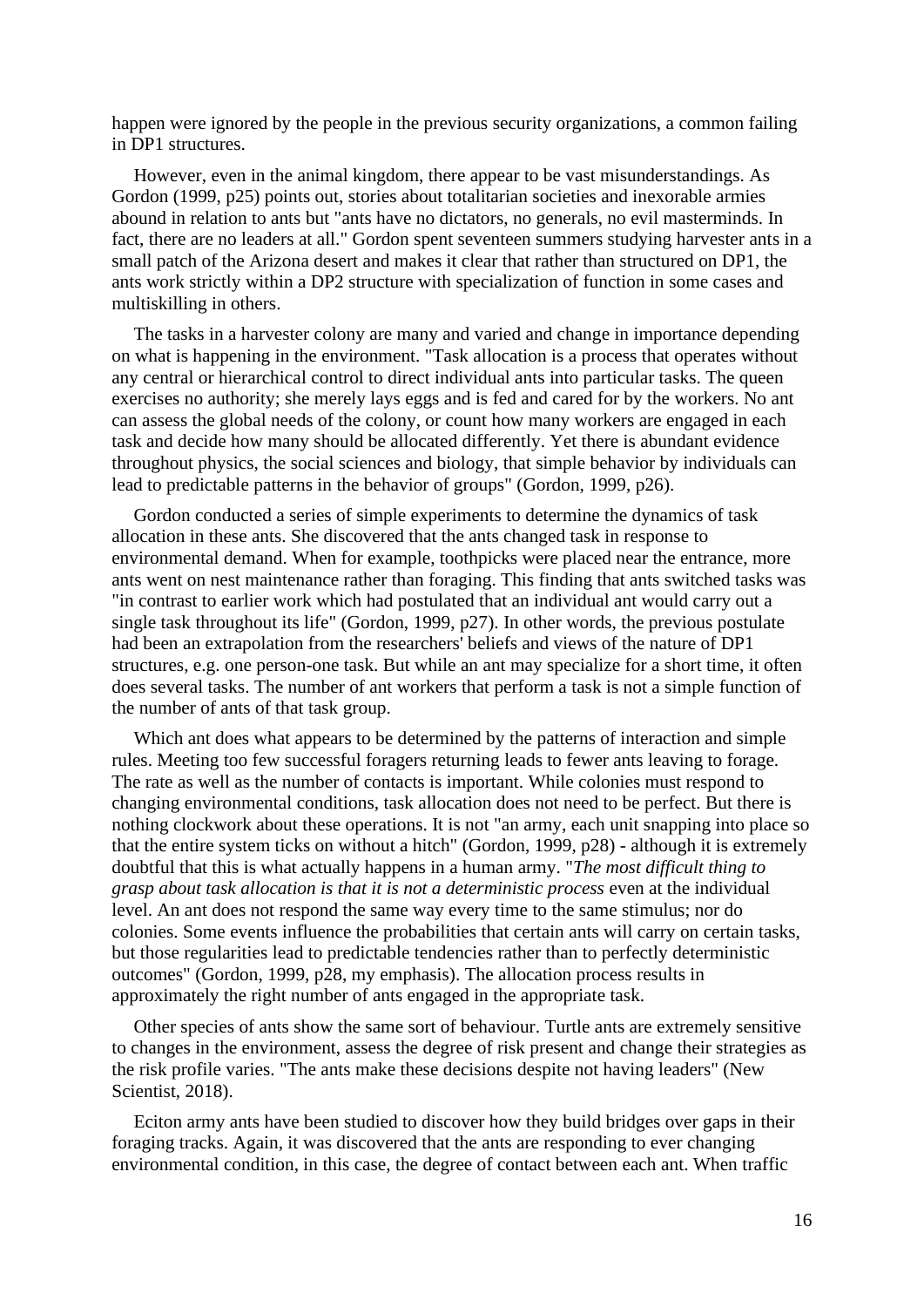happen were ignored by the people in the previous security organizations, a common failing in DP1 structures.

However, even in the animal kingdom, there appear to be vast misunderstandings. As Gordon (1999, p25) points out, stories about totalitarian societies and inexorable armies abound in relation to ants but "ants have no dictators, no generals, no evil masterminds. In fact, there are no leaders at all." Gordon spent seventeen summers studying harvester ants in a small patch of the Arizona desert and makes it clear that rather than structured on DP1, the ants work strictly within a DP2 structure with specialization of function in some cases and multiskilling in others.

The tasks in a harvester colony are many and varied and change in importance depending on what is happening in the environment. "Task allocation is a process that operates without any central or hierarchical control to direct individual ants into particular tasks. The queen exercises no authority; she merely lays eggs and is fed and cared for by the workers. No ant can assess the global needs of the colony, or count how many workers are engaged in each task and decide how many should be allocated differently. Yet there is abundant evidence throughout physics, the social sciences and biology, that simple behavior by individuals can lead to predictable patterns in the behavior of groups" (Gordon, 1999, p26).

Gordon conducted a series of simple experiments to determine the dynamics of task allocation in these ants. She discovered that the ants changed task in response to environmental demand. When for example, toothpicks were placed near the entrance, more ants went on nest maintenance rather than foraging. This finding that ants switched tasks was "in contrast to earlier work which had postulated that an individual ant would carry out a single task throughout its life" (Gordon, 1999, p27). In other words, the previous postulate had been an extrapolation from the researchers' beliefs and views of the nature of DP1 structures, e.g. one person-one task. But while an ant may specialize for a short time, it often does several tasks. The number of ant workers that perform a task is not a simple function of the number of ants of that task group.

Which ant does what appears to be determined by the patterns of interaction and simple rules. Meeting too few successful foragers returning leads to fewer ants leaving to forage. The rate as well as the number of contacts is important. While colonies must respond to changing environmental conditions, task allocation does not need to be perfect. But there is nothing clockwork about these operations. It is not "an army, each unit snapping into place so that the entire system ticks on without a hitch" (Gordon, 1999, p28) - although it is extremely doubtful that this is what actually happens in a human army. "*The most difficult thing to grasp about task allocation is that it is not a deterministic process* even at the individual level. An ant does not respond the same way every time to the same stimulus; nor do colonies. Some events influence the probabilities that certain ants will carry on certain tasks, but those regularities lead to predictable tendencies rather than to perfectly deterministic outcomes" (Gordon, 1999, p28, my emphasis). The allocation process results in approximately the right number of ants engaged in the appropriate task.

Other species of ants show the same sort of behaviour. Turtle ants are extremely sensitive to changes in the environment, assess the degree of risk present and change their strategies as the risk profile varies. "The ants make these decisions despite not having leaders" (New Scientist, 2018).

Eciton army ants have been studied to discover how they build bridges over gaps in their foraging tracks. Again, it was discovered that the ants are responding to ever changing environmental condition, in this case, the degree of contact between each ant. When traffic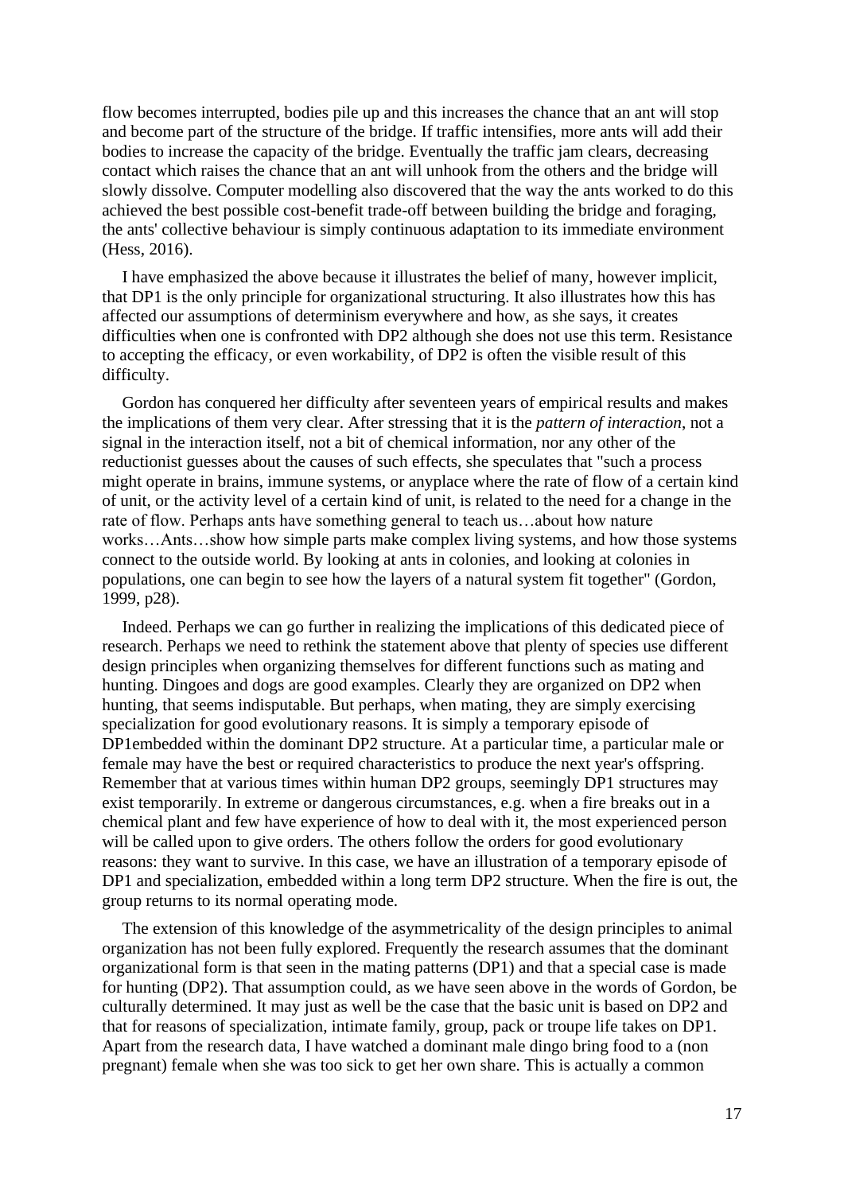flow becomes interrupted, bodies pile up and this increases the chance that an ant will stop and become part of the structure of the bridge. If traffic intensifies, more ants will add their bodies to increase the capacity of the bridge. Eventually the traffic jam clears, decreasing contact which raises the chance that an ant will unhook from the others and the bridge will slowly dissolve. Computer modelling also discovered that the way the ants worked to do this achieved the best possible cost-benefit trade-off between building the bridge and foraging, the ants' collective behaviour is simply continuous adaptation to its immediate environment (Hess, 2016).

I have emphasized the above because it illustrates the belief of many, however implicit, that DP1 is the only principle for organizational structuring. It also illustrates how this has affected our assumptions of determinism everywhere and how, as she says, it creates difficulties when one is confronted with DP2 although she does not use this term. Resistance to accepting the efficacy, or even workability, of DP2 is often the visible result of this difficulty.

Gordon has conquered her difficulty after seventeen years of empirical results and makes the implications of them very clear. After stressing that it is the *pattern of interaction*, not a signal in the interaction itself, not a bit of chemical information, nor any other of the reductionist guesses about the causes of such effects, she speculates that "such a process might operate in brains, immune systems, or anyplace where the rate of flow of a certain kind of unit, or the activity level of a certain kind of unit, is related to the need for a change in the rate of flow. Perhaps ants have something general to teach us…about how nature works…Ants…show how simple parts make complex living systems, and how those systems connect to the outside world. By looking at ants in colonies, and looking at colonies in populations, one can begin to see how the layers of a natural system fit together" (Gordon, 1999, p28).

Indeed. Perhaps we can go further in realizing the implications of this dedicated piece of research. Perhaps we need to rethink the statement above that plenty of species use different design principles when organizing themselves for different functions such as mating and hunting. Dingoes and dogs are good examples. Clearly they are organized on DP2 when hunting, that seems indisputable. But perhaps, when mating, they are simply exercising specialization for good evolutionary reasons. It is simply a temporary episode of DP1embedded within the dominant DP2 structure. At a particular time, a particular male or female may have the best or required characteristics to produce the next year's offspring. Remember that at various times within human DP2 groups, seemingly DP1 structures may exist temporarily. In extreme or dangerous circumstances, e.g. when a fire breaks out in a chemical plant and few have experience of how to deal with it, the most experienced person will be called upon to give orders. The others follow the orders for good evolutionary reasons: they want to survive. In this case, we have an illustration of a temporary episode of DP1 and specialization, embedded within a long term DP2 structure. When the fire is out, the group returns to its normal operating mode.

The extension of this knowledge of the asymmetricality of the design principles to animal organization has not been fully explored. Frequently the research assumes that the dominant organizational form is that seen in the mating patterns (DP1) and that a special case is made for hunting (DP2). That assumption could, as we have seen above in the words of Gordon, be culturally determined. It may just as well be the case that the basic unit is based on DP2 and that for reasons of specialization, intimate family, group, pack or troupe life takes on DP1. Apart from the research data, I have watched a dominant male dingo bring food to a (non pregnant) female when she was too sick to get her own share. This is actually a common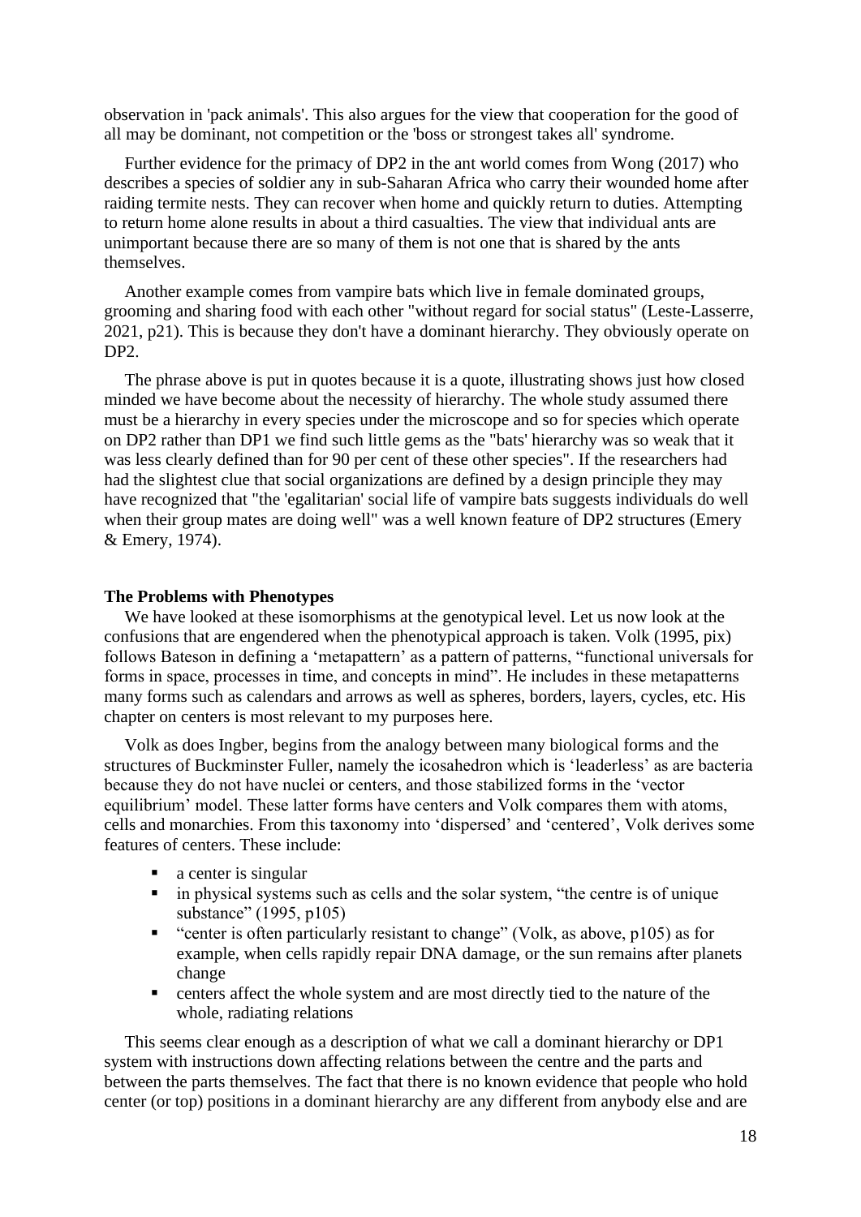observation in 'pack animals'. This also argues for the view that cooperation for the good of all may be dominant, not competition or the 'boss or strongest takes all' syndrome.

Further evidence for the primacy of DP2 in the ant world comes from Wong (2017) who describes a species of soldier any in sub-Saharan Africa who carry their wounded home after raiding termite nests. They can recover when home and quickly return to duties. Attempting to return home alone results in about a third casualties. The view that individual ants are unimportant because there are so many of them is not one that is shared by the ants themselves.

Another example comes from vampire bats which live in female dominated groups, grooming and sharing food with each other "without regard for social status" (Leste-Lasserre, 2021, p21). This is because they don't have a dominant hierarchy. They obviously operate on DP2.

The phrase above is put in quotes because it is a quote, illustrating shows just how closed minded we have become about the necessity of hierarchy. The whole study assumed there must be a hierarchy in every species under the microscope and so for species which operate on DP2 rather than DP1 we find such little gems as the "bats' hierarchy was so weak that it was less clearly defined than for 90 per cent of these other species". If the researchers had had the slightest clue that social organizations are defined by a design principle they may have recognized that "the 'egalitarian' social life of vampire bats suggests individuals do well when their group mates are doing well" was a well known feature of DP2 structures (Emery & Emery, 1974).

**The Problems with Phenotypes**

We have looked at these isomorphisms at the genotypical level. Let us now look at the confusions that are engendered when the phenotypical approach is taken. Volk (1995, pix) follows Bateson in defining a 'metapattern' as a pattern of patterns, "functional universals for forms in space, processes in time, and concepts in mind". He includes in these metapatterns many forms such as calendars and arrows as well as spheres, borders, layers, cycles, etc. His chapter on centers is most relevant to my purposes here.

Volk as does Ingber, begins from the analogy between many biological forms and the structures of Buckminster Fuller, namely the icosahedron which is 'leaderless' as are bacteria because they do not have nuclei or centers, and those stabilized forms in the 'vector equilibrium' model. These latter forms have centers and Volk compares them with atoms, cells and monarchies. From this taxonomy into 'dispersed' and 'centered', Volk derives some features of centers. These include:

- a center is singular
- in physical systems such as cells and the solar system, "the centre is of unique substance" (1995, p105)
- "center is often particularly resistant to change" (Volk, as above, p105) as for example, when cells rapidly repair DNA damage, or the sun remains after planets change
- centers affect the whole system and are most directly tied to the nature of the whole, radiating relations

This seems clear enough as a description of what we call a dominant hierarchy or DP1 system with instructions down affecting relations between the centre and the parts and between the parts themselves. The fact that there is no known evidence that people who hold center (or top) positions in a dominant hierarchy are any different from anybody else and are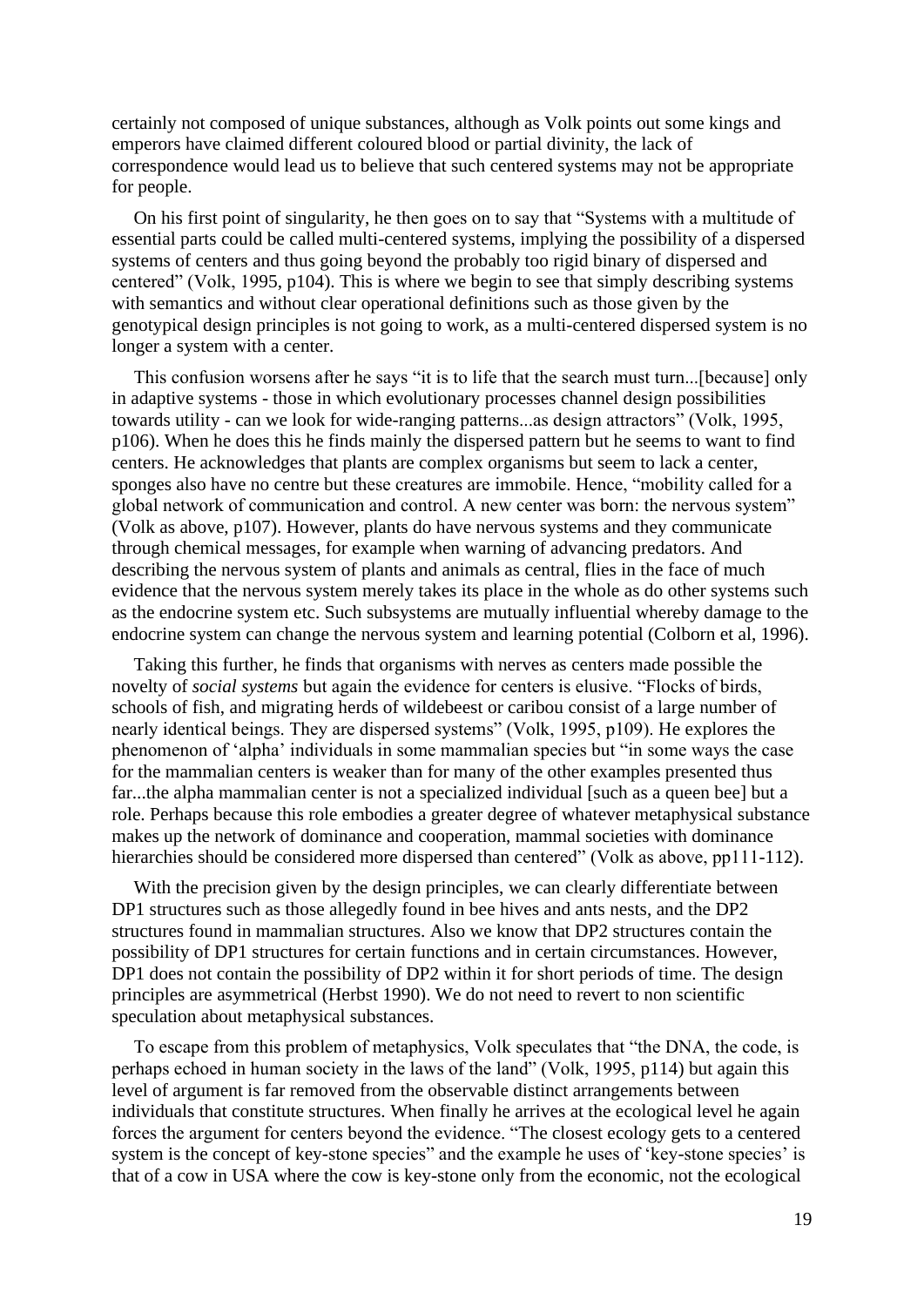certainly not composed of unique substances, although as Volk points out some kings and emperors have claimed different coloured blood or partial divinity, the lack of correspondence would lead us to believe that such centered systems may not be appropriate for people.

On his first point of singularity, he then goes on to say that "Systems with a multitude of essential parts could be called multi-centered systems, implying the possibility of a dispersed systems of centers and thus going beyond the probably too rigid binary of dispersed and centered" (Volk, 1995, p104). This is where we begin to see that simply describing systems with semantics and without clear operational definitions such as those given by the genotypical design principles is not going to work, as a multi-centered dispersed system is no longer a system with a center.

This confusion worsens after he says "it is to life that the search must turn...[because] only in adaptive systems - those in which evolutionary processes channel design possibilities towards utility - can we look for wide-ranging patterns...as design attractors" (Volk, 1995, p106). When he does this he finds mainly the dispersed pattern but he seems to want to find centers. He acknowledges that plants are complex organisms but seem to lack a center, sponges also have no centre but these creatures are immobile. Hence, "mobility called for a global network of communication and control. A new center was born: the nervous system" (Volk as above, p107). However, plants do have nervous systems and they communicate through chemical messages, for example when warning of advancing predators. And describing the nervous system of plants and animals as central, flies in the face of much evidence that the nervous system merely takes its place in the whole as do other systems such as the endocrine system etc. Such subsystems are mutually influential whereby damage to the endocrine system can change the nervous system and learning potential (Colborn et al, 1996).

Taking this further, he finds that organisms with nerves as centers made possible the novelty of *social systems* but again the evidence for centers is elusive. "Flocks of birds, schools of fish, and migrating herds of wildebeest or caribou consist of a large number of nearly identical beings. They are dispersed systems" (Volk, 1995, p109). He explores the phenomenon of 'alpha' individuals in some mammalian species but "in some ways the case for the mammalian centers is weaker than for many of the other examples presented thus far...the alpha mammalian center is not a specialized individual [such as a queen bee] but a role. Perhaps because this role embodies a greater degree of whatever metaphysical substance makes up the network of dominance and cooperation, mammal societies with dominance hierarchies should be considered more dispersed than centered" (Volk as above, pp111-112).

With the precision given by the design principles, we can clearly differentiate between DP1 structures such as those allegedly found in bee hives and ants nests, and the DP2 structures found in mammalian structures. Also we know that DP2 structures contain the possibility of DP1 structures for certain functions and in certain circumstances. However, DP1 does not contain the possibility of DP2 within it for short periods of time. The design principles are asymmetrical (Herbst 1990). We do not need to revert to non scientific speculation about metaphysical substances.

To escape from this problem of metaphysics, Volk speculates that "the DNA, the code, is perhaps echoed in human society in the laws of the land" (Volk, 1995, p114) but again this level of argument is far removed from the observable distinct arrangements between individuals that constitute structures. When finally he arrives at the ecological level he again forces the argument for centers beyond the evidence. "The closest ecology gets to a centered system is the concept of key-stone species" and the example he uses of 'key-stone species' is that of a cow in USA where the cow is key-stone only from the economic, not the ecological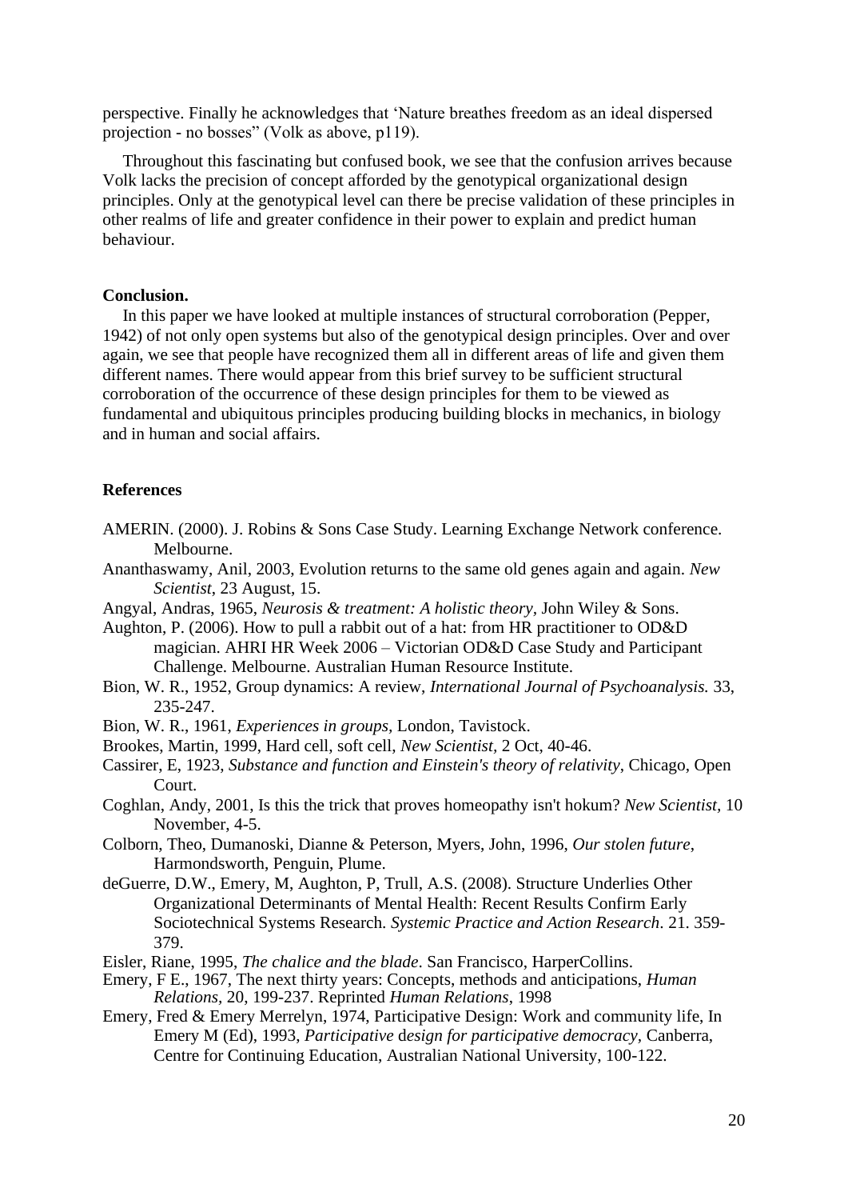perspective. Finally he acknowledges that 'Nature breathes freedom as an ideal dispersed projection - no bosses" (Volk as above, p119).

Throughout this fascinating but confused book, we see that the confusion arrives because Volk lacks the precision of concept afforded by the genotypical organizational design principles. Only at the genotypical level can there be precise validation of these principles in other realms of life and greater confidence in their power to explain and predict human behaviour.

**Conclusion.**

In this paper we have looked at multiple instances of structural corroboration (Pepper, 1942) of not only open systems but also of the genotypical design principles. Over and over again, we see that people have recognized them all in different areas of life and given them different names. There would appear from this brief survey to be sufficient structural corroboration of the occurrence of these design principles for them to be viewed as fundamental and ubiquitous principles producing building blocks in mechanics, in biology and in human and social affairs.

**References**

AMERIN. (2000). J. Robins & Sons Case Study. Learning Exchange Network conference. Melbourne.

Ananthaswamy, Anil, 2003, Evolution returns to the same old genes again and again. *New Scientist*, 23 August, 15.

Angyal, Andras, 1965, *Neurosis & treatment: A holistic theory*, John Wiley & Sons.

Aughton, P. (2006). How to pull a rabbit out of a hat: from HR practitioner to OD&D magician. AHRI HR Week 2006 – Victorian OD&D Case Study and Participant Challenge. Melbourne. Australian Human Resource Institute.

Bion, W. R., 1952, Group dynamics: A review, *International Journal of Psychoanalysis.* 33, 235-247.

Bion, W. R., 1961, *Experiences in groups*, London, Tavistock.

Brookes, Martin, 1999, Hard cell, soft cell, *New Scientist*, 2 Oct, 40-46.

Cassirer, E, 1923, *Substance and function and Einstein's theory of relativity*, Chicago, Open Court.

Coghlan, Andy, 2001, Is this the trick that proves homeopathy isn't hokum? *New Scientist*, 10 November, 4-5.

Colborn, Theo, Dumanoski, Dianne & Peterson, Myers, John, 1996, *Our stolen future*, Harmondsworth, Penguin, Plume.

deGuerre, D.W., Emery, M, Aughton, P, Trull, A.S. (2008). Structure Underlies Other Organizational Determinants of Mental Health: Recent Results Confirm Early Sociotechnical Systems Research. *Systemic Practice and Action Research*. 21. 359-379.

Eisler, Riane, 1995, *The chalice and the blade*. San Francisco, HarperCollins.

Emery, F E., 1967, The next thirty years: Concepts, methods and anticipations, *Human Relations*, 20, 199-237. Reprinted *Human Relations*, 1998

Emery, Fred & Emery Merrelyn, 1974, Participative Design: Work and community life, In Emery M (Ed), 1993, *Participative design for participative democracy*, Canberra, Centre for Continuing Education, Australian National University, 100-122.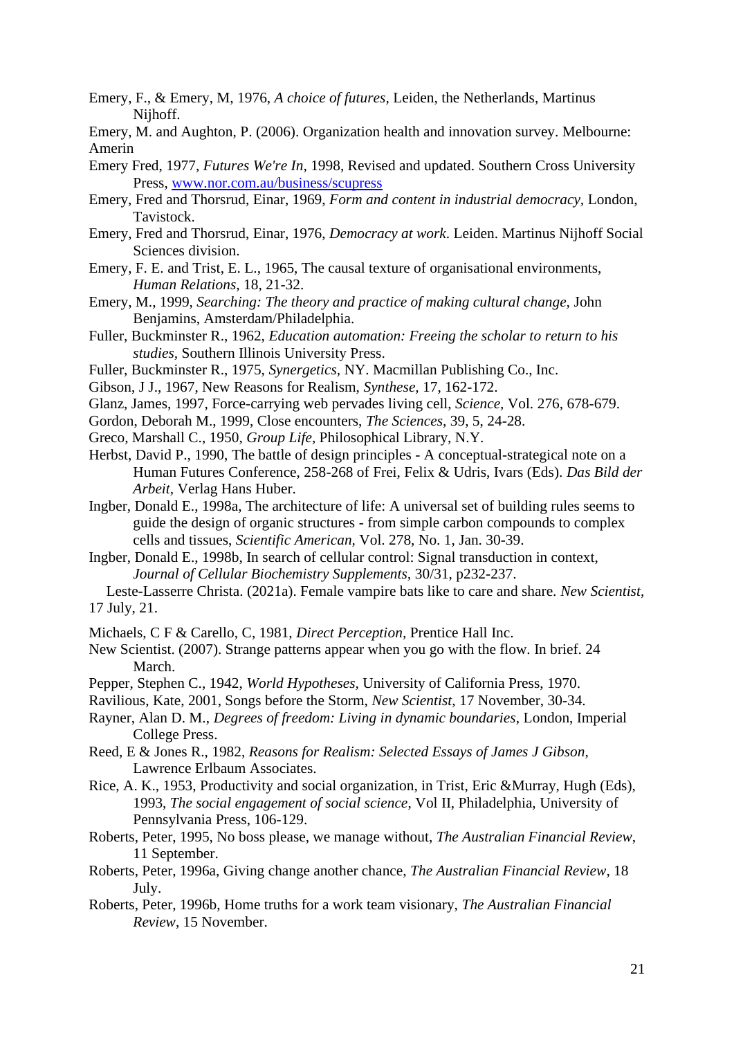Emery, F., & Emery, M, 1976, *A choice of futures*, Leiden, the Netherlands, Martinus Nijhoff.

Emery, M. and Aughton, P. (2006). Organization health and innovation survey. Melbourne: Amerin

Emery Fred, 1977, *Futures We're In*, 1998, Revised and updated. Southern Cross University Press, [www.nor.com.au/business/scupress](www.nor.com.au/business/scupress)

Emery, Fred and Thorsrud, Einar, 1969, *Form and content in industrial democracy*, London, Tavistock.

Emery, Fred and Thorsrud, Einar, 1976, *Democracy at work*. Leiden. Martinus Nijhoff Social Sciences division.

Emery, F. E. and Trist, E. L., 1965, The causal texture of organisational environments, *Human Relations*, 18, 21-32.

Emery, M., 1999, *Searching: The theory and practice of making cultural change*, John Benjamins, Amsterdam/Philadelphia.

Fuller, Buckminster R., 1962, *Education automation: Freeing the scholar to return to his studies*, Southern Illinois University Press.

Fuller, Buckminster R., 1975, *Synergetics*, NY. Macmillan Publishing Co., Inc.

Gibson, J J., 1967, New Reasons for Realism, *Synthese*, 17, 162-172.

Glanz, James, 1997, Force-carrying web pervades living cell, *Science*, Vol. 276, 678-679.

Gordon, Deborah M., 1999, Close encounters, *The Sciences*, 39, 5, 24-28.

Greco, Marshall C., 1950, *Group Life*, Philosophical Library, N.Y.

Herbst, David P., 1990, The battle of design principles - A conceptual-strategical note on a Human Futures Conference, 258-268 of Frei, Felix & Udris, Ivars (Eds). *Das Bild der Arbeit*, Verlag Hans Huber.

Ingber, Donald E., 1998a, The architecture of life: A universal set of building rules seems to guide the design of organic structures - from simple carbon compounds to complex cells and tissues, *Scientific American*, Vol. 278, No. 1, Jan. 30-39.

Ingber, Donald E., 1998b, In search of cellular control: Signal transduction in context, *Journal of Cellular Biochemistry Supplements*, 30/31, p232-237.

Leste-Lasserre Christa. (2021a). Female vampire bats like to care and share. *New Scientist*, 17 July, 21.

Michaels, C F & Carello, C, 1981, *Direct Perception*, Prentice Hall Inc.

New Scientist. (2007). Strange patterns appear when you go with the flow. In brief. 24 March.

Pepper, Stephen C., 1942, *World Hypotheses*, University of California Press, 1970.

Ravilious, Kate, 2001, Songs before the Storm, *New Scientist*, 17 November, 30-34.

Rayner, Alan D. M., *Degrees of freedom: Living in dynamic boundaries*, London, Imperial College Press.

Reed, E & Jones R., 1982, *Reasons for Realism: Selected Essays of James J Gibson*, Lawrence Erlbaum Associates.

Rice, A. K., 1953, Productivity and social organization, in Trist, Eric &Murray, Hugh (Eds), 1993, *The social engagement of social science*, Vol II, Philadelphia, University of Pennsylvania Press, 106-129.

Roberts, Peter, 1995, No boss please, we manage without, *The Australian Financial Review*, 11 September.

Roberts, Peter, 1996a, Giving change another chance, *The Australian Financial Review*, 18 July.

Roberts, Peter, 1996b, Home truths for a work team visionary, *The Australian Financial Review*, 15 November.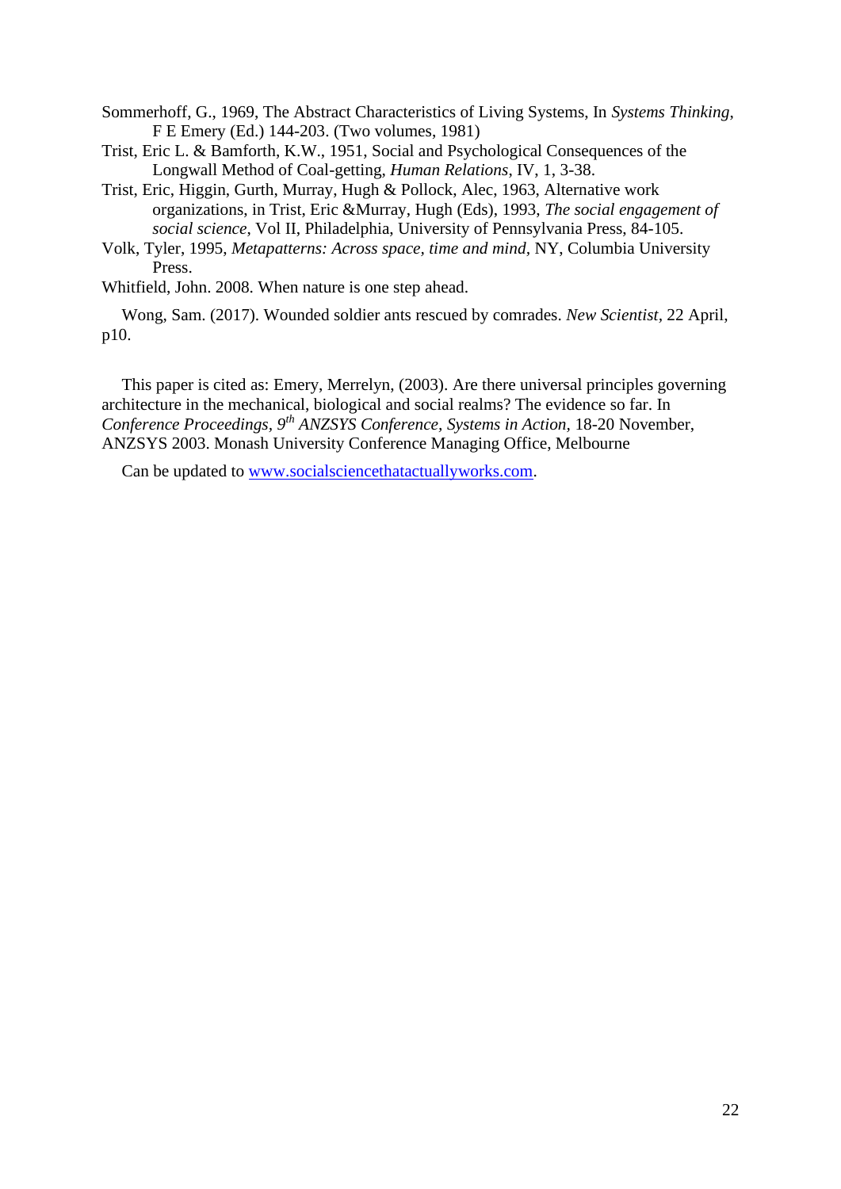Sommerhoff, G., 1969, The Abstract Characteristics of Living Systems, In *Systems Thinking*, F E Emery (Ed.) 144-203. (Two volumes, 1981)

Trist, Eric L. & Bamforth, K.W., 1951, Social and Psychological Consequences of the Longwall Method of Coal-getting, *Human Relations*, IV, 1, 3-38.

Trist, Eric, Higgin, Gurth, Murray, Hugh & Pollock, Alec, 1963, Alternative work organizations, in Trist, Eric &Murray, Hugh (Eds), 1993, *The social engagement of social science*, Vol II, Philadelphia, University of Pennsylvania Press, 84-105.

Volk, Tyler, 1995, *Metapatterns: Across space, time and mind*, NY, Columbia University Press.

Whitfield, John. 2008. When nature is one step ahead.

Wong, Sam. (2017). Wounded soldier ants rescued by comrades. *New Scientist*, 22 April, p10.

This paper is cited as: Emery, Merrelyn, (2003). Are there universal principles governing architecture in the mechanical, biological and social realms? The evidence so far. In *Conference Proceedings*, *9th ANZSYS Conference, Systems in Action*, 18-20 November, ANZSYS 2003. Monash University Conference Managing Office, Melbourne

Can be updated to [www.socialsciencethatactuallyworks.com](http://www.socialsciencethatactuallyworks.com).